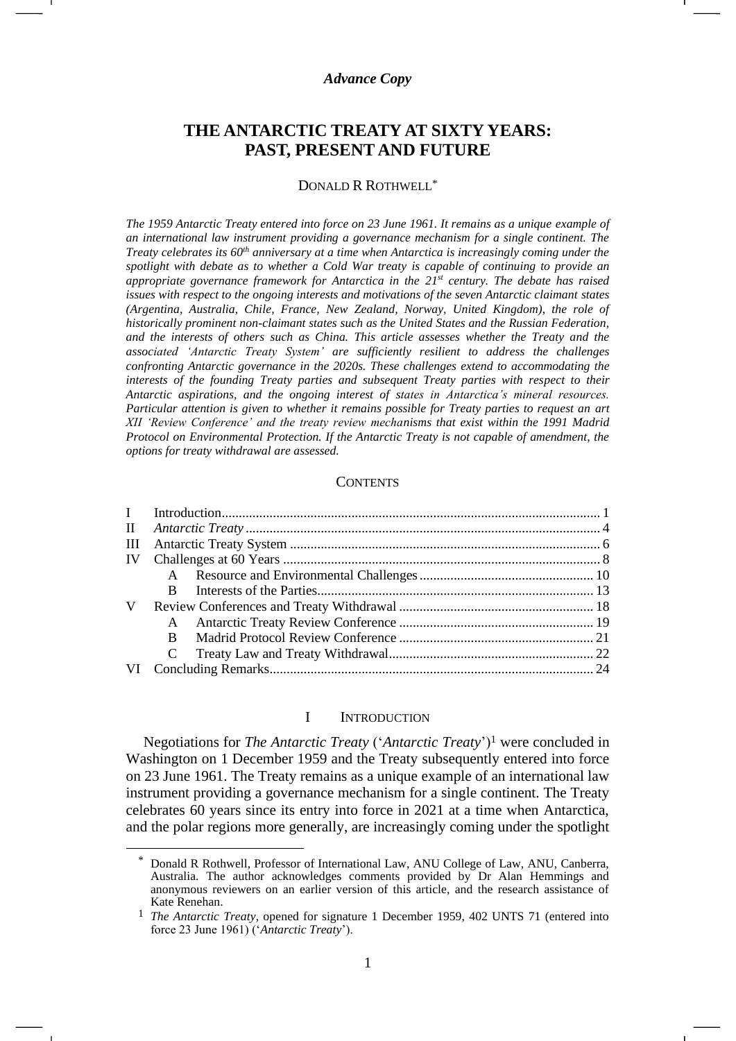***Advance Copy***

# THE ANTARCTIC TREATY AT SIXTY YEARS: PAST, PRESENT AND FUTURE

DONALD R ROTHWELL[*]

***The 1959 Antarctic Treaty entered into force on 23 June 1961. It remains as a unique example of an international law instrument providing a governance mechanism for a single continent. The Treaty celebrates its 60th anniversary at a time when Antarctica is increasingly coming under the spotlight with debate as to whether a Cold War treaty is capable of continuing to provide an appropriate governance framework for Antarctica in the 21st century. The debate has raised issues with respect to the ongoing interests and motivations of the seven Antarctic claimant states (Argentina, Australia, Chile, France, New Zealand, Norway, United Kingdom), the role of historically prominent non-claimant states such as the United States and the Russian Federation, and the interests of others such as China. This article assesses whether the Treaty and the associated 'Antarctic Treaty System' are sufficiently resilient to address the challenges confronting Antarctic governance in the 2020s. These challenges extend to accommodating the interests of the founding Treaty parties and subsequent Treaty parties with respect to their Antarctic aspirations, and the ongoing interest of states in Antarctica's mineral resources. Particular attention is given to whether it remains possible for Treaty parties to request an art XII 'Review Conference' and the treaty review mechanisms that exist within the 1991 Madrid Protocol on Environmental Protection. If the Antarctic Treaty is not capable of amendment, the options for treaty withdrawal are assessed.***

CONTENTS

| | | | |
|---|---|---|---|
| I | Introduction | | 1 |
| II | *Antarctic Treaty* | | 4 |
| III | Antarctic Treaty System | | 6 |
| IV | Challenges at 60 Years | | 8 |
| | A | Resource and Environmental Challenges | 10 |
| | B | Interests of the Parties | 13 |
| V | Review Conferences and Treaty Withdrawal | | 18 |
| | A | Antarctic Treaty Review Conference | 19 |
| | B | Madrid Protocol Review Conference | 21 |
| | C | Treaty Law and Treaty Withdrawal | 22 |
| VI | Concluding Remarks | | 24 |

## I INTRODUCTION

Negotiations for *The Antarctic Treaty* ('*Antarctic Treaty*')[1] were concluded in Washington on 1 December 1959 and the Treaty subsequently entered into force on 23 June 1961. The Treaty remains as a unique example of an international law instrument providing a governance mechanism for a single continent. The Treaty celebrates 60 years since its entry into force in 2021 at a time when Antarctica, and the polar regions more generally, are increasingly coming under the spotlight

---

[*] Donald R Rothwell, Professor of International Law, ANU College of Law, ANU, Canberra, Australia. The author acknowledges comments provided by Dr Alan Hemmings and anonymous reviewers on an earlier version of this article, and the research assistance of Kate Renehan.

[1] *The Antarctic Treaty*, opened for signature 1 December 1959, 402 UNTS 71 (entered into force 23 June 1961) ('*Antarctic Treaty*').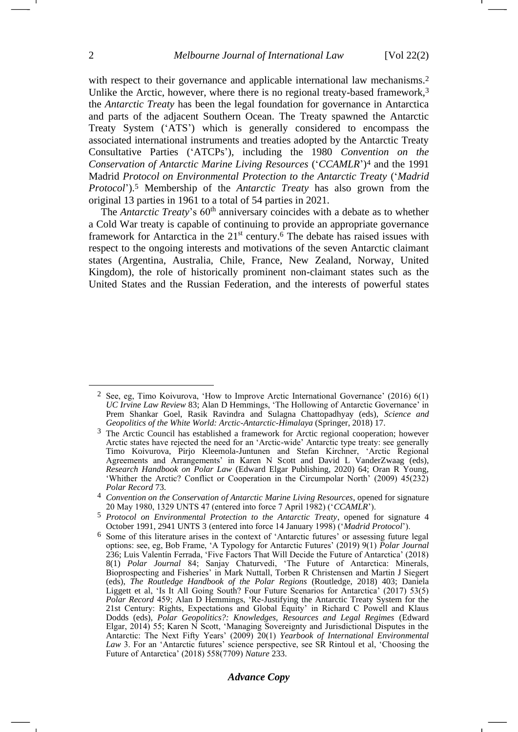with respect to their governance and applicable international law mechanisms.[2] Unlike the Arctic, however, where there is no regional treaty-based framework,[3] the *Antarctic Treaty* has been the legal foundation for governance in Antarctica and parts of the adjacent Southern Ocean. The Treaty spawned the Antarctic Treaty System ('ATS') which is generally considered to encompass the associated international instruments and treaties adopted by the Antarctic Treaty Consultative Parties ('ATCPs'), including the 1980 *Convention on the Conservation of Antarctic Marine Living Resources* ('*CCAMLR*')[4] and the 1991 Madrid *Protocol on Environmental Protection to the Antarctic Treaty* ('*Madrid Protocol*').[5] Membership of the *Antarctic Treaty* has also grown from the original 13 parties in 1961 to a total of 54 parties in 2021.

The *Antarctic Treaty*'s 60th anniversary coincides with a debate as to whether a Cold War treaty is capable of continuing to provide an appropriate governance framework for Antarctica in the 21st century.[6] The debate has raised issues with respect to the ongoing interests and motivations of the seven Antarctic claimant states (Argentina, Australia, Chile, France, New Zealand, Norway, United Kingdom), the role of historically prominent non-claimant states such as the United States and the Russian Federation, and the interests of powerful states

---

[2] See, eg, Timo Koivurova, 'How to Improve Arctic International Governance' (2016) 6(1) *UC Irvine Law Review* 83; Alan D Hemmings, 'The Hollowing of Antarctic Governance' in Prem Shankar Goel, Rasik Ravindra and Sulagna Chattopadhyay (eds), *Science and Geopolitics of the White World: Arctic-Antarctic-Himalaya* (Springer, 2018) 17.

[3] The Arctic Council has established a framework for Arctic regional cooperation; however Arctic states have rejected the need for an 'Arctic-wide' Antarctic type treaty: see generally Timo Koivurova, Pirjo Kleemola-Juntunen and Stefan Kirchner, 'Arctic Regional Agreements and Arrangements' in Karen N Scott and David L VanderZwaag (eds), *Research Handbook on Polar Law* (Edward Elgar Publishing, 2020) 64; Oran R Young, 'Whither the Arctic? Conflict or Cooperation in the Circumpolar North' (2009) 45(232) *Polar Record* 73.

[4] *Convention on the Conservation of Antarctic Marine Living Resources*, opened for signature 20 May 1980, 1329 UNTS 47 (entered into force 7 April 1982) ('*CCAMLR*').

[5] *Protocol on Environmental Protection to the Antarctic Treaty*, opened for signature 4 October 1991, 2941 UNTS 3 (entered into force 14 January 1998) ('*Madrid Protocol*').

[6] Some of this literature arises in the context of 'Antarctic futures' or assessing future legal options: see, eg, Bob Frame, 'A Typology for Antarctic Futures' (2019) 9(1) *Polar Journal* 236; Luis Valentín Ferrada, 'Five Factors That Will Decide the Future of Antarctica' (2018) 8(1) *Polar Journal* 84; Sanjay Chaturvedi, 'The Future of Antarctica: Minerals, Bioprospecting and Fisheries' in Mark Nuttall, Torben R Christensen and Martin J Siegert (eds), *The Routledge Handbook of the Polar Regions* (Routledge, 2018) 403; Daniela Liggett et al, 'Is It All Going South? Four Future Scenarios for Antarctica' (2017) 53(5) *Polar Record* 459; Alan D Hemmings, 'Re-Justifying the Antarctic Treaty System for the 21st Century: Rights, Expectations and Global Equity' in Richard C Powell and Klaus Dodds (eds), *Polar Geopolitics?: Knowledges, Resources and Legal Regimes* (Edward Elgar, 2014) 55; Karen N Scott, 'Managing Sovereignty and Jurisdictional Disputes in the Antarctic: The Next Fifty Years' (2009) 20(1) *Yearbook of International Environmental Law* 3. For an 'Antarctic futures' science perspective, see SR Rintoul et al, 'Choosing the Future of Antarctica' (2018) 558(7709) *Nature* 233.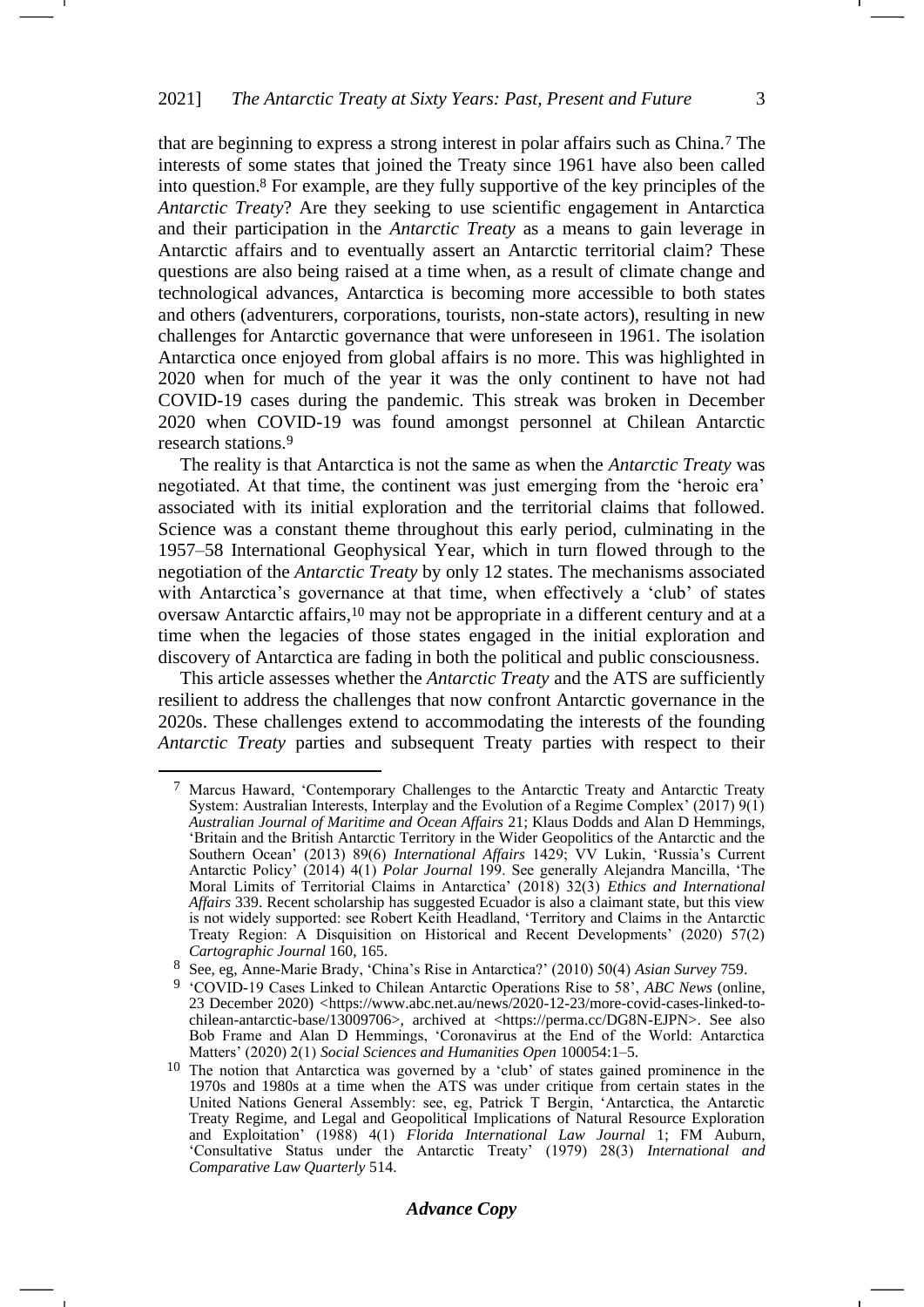that are beginning to express a strong interest in polar affairs such as China.[7] The interests of some states that joined the Treaty since 1961 have also been called into question.[8] For example, are they fully supportive of the key principles of the *Antarctic Treaty*? Are they seeking to use scientific engagement in Antarctica and their participation in the *Antarctic Treaty* as a means to gain leverage in Antarctic affairs and to eventually assert an Antarctic territorial claim? These questions are also being raised at a time when, as a result of climate change and technological advances, Antarctica is becoming more accessible to both states and others (adventurers, corporations, tourists, non-state actors), resulting in new challenges for Antarctic governance that were unforeseen in 1961. The isolation Antarctica once enjoyed from global affairs is no more. This was highlighted in 2020 when for much of the year it was the only continent to have not had COVID-19 cases during the pandemic. This streak was broken in December 2020 when COVID-19 was found amongst personnel at Chilean Antarctic research stations.[9]

The reality is that Antarctica is not the same as when the *Antarctic Treaty* was negotiated. At that time, the continent was just emerging from the 'heroic era' associated with its initial exploration and the territorial claims that followed. Science was a constant theme throughout this early period, culminating in the 1957–58 International Geophysical Year, which in turn flowed through to the negotiation of the *Antarctic Treaty* by only 12 states. The mechanisms associated with Antarctica's governance at that time, when effectively a 'club' of states oversaw Antarctic affairs,[10] may not be appropriate in a different century and at a time when the legacies of those states engaged in the initial exploration and discovery of Antarctica are fading in both the political and public consciousness.

This article assesses whether the *Antarctic Treaty* and the ATS are sufficiently resilient to address the challenges that now confront Antarctic governance in the 2020s. These challenges extend to accommodating the interests of the founding *Antarctic Treaty* parties and subsequent Treaty parties with respect to their

---

[7] Marcus Haward, 'Contemporary Challenges to the Antarctic Treaty and Antarctic Treaty System: Australian Interests, Interplay and the Evolution of a Regime Complex' (2017) 9(1) *Australian Journal of Maritime and Ocean Affairs* 21; Klaus Dodds and Alan D Hemmings, 'Britain and the British Antarctic Territory in the Wider Geopolitics of the Antarctic and the Southern Ocean' (2013) 89(6) *International Affairs* 1429; VV Lukin, 'Russia's Current Antarctic Policy' (2014) 4(1) *Polar Journal* 199. See generally Alejandra Mancilla, 'The Moral Limits of Territorial Claims in Antarctica' (2018) 32(3) *Ethics and International Affairs* 339. Recent scholarship has suggested Ecuador is also a claimant state, but this view is not widely supported: see Robert Keith Headland, 'Territory and Claims in the Antarctic Treaty Region: A Disquisition on Historical and Recent Developments' (2020) 57(2) *Cartographic Journal* 160, 165.

[8] See, eg, Anne-Marie Brady, 'China's Rise in Antarctica?' (2010) 50(4) *Asian Survey* 759.

[9] 'COVID-19 Cases Linked to Chilean Antarctic Operations Rise to 58', *ABC News* (online, 23 December 2020) <https://www.abc.net.au/news/2020-12-23/more-covid-cases-linked-to-chilean-antarctic-base/13009706>, archived at <https://perma.cc/DG8N-EJPN>. See also Bob Frame and Alan D Hemmings, 'Coronavirus at the End of the World: Antarctica Matters' (2020) 2(1) *Social Sciences and Humanities Open* 100054:1–5.

[10] The notion that Antarctica was governed by a 'club' of states gained prominence in the 1970s and 1980s at a time when the ATS was under critique from certain states in the United Nations General Assembly: see, eg, Patrick T Bergin, 'Antarctica, the Antarctic Treaty Regime, and Legal and Geopolitical Implications of Natural Resource Exploration and Exploitation' (1988) 4(1) *Florida International Law Journal* 1; FM Auburn, 'Consultative Status under the Antarctic Treaty' (1979) 28(3) *International and Comparative Law Quarterly* 514.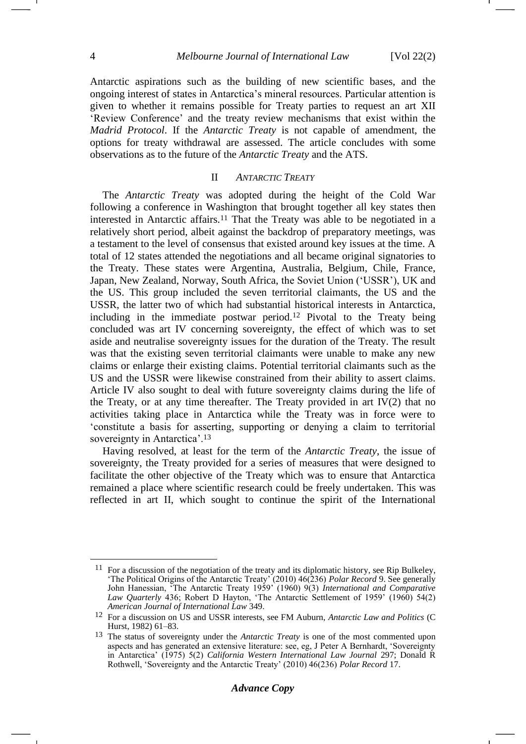Antarctic aspirations such as the building of new scientific bases, and the ongoing interest of states in Antarctica's mineral resources. Particular attention is given to whether it remains possible for Treaty parties to request an art XII 'Review Conference' and the treaty review mechanisms that exist within the *Madrid Protocol*. If the *Antarctic Treaty* is not capable of amendment, the options for treaty withdrawal are assessed. The article concludes with some observations as to the future of the *Antarctic Treaty* and the ATS.

## II *ANTARCTIC TREATY*

The *Antarctic Treaty* was adopted during the height of the Cold War following a conference in Washington that brought together all key states then interested in Antarctic affairs.[11] That the Treaty was able to be negotiated in a relatively short period, albeit against the backdrop of preparatory meetings, was a testament to the level of consensus that existed around key issues at the time. A total of 12 states attended the negotiations and all became original signatories to the Treaty. These states were Argentina, Australia, Belgium, Chile, France, Japan, New Zealand, Norway, South Africa, the Soviet Union ('USSR'), UK and the US. This group included the seven territorial claimants, the US and the USSR, the latter two of which had substantial historical interests in Antarctica, including in the immediate postwar period.[12] Pivotal to the Treaty being concluded was art IV concerning sovereignty, the effect of which was to set aside and neutralise sovereignty issues for the duration of the Treaty. The result was that the existing seven territorial claimants were unable to make any new claims or enlarge their existing claims. Potential territorial claimants such as the US and the USSR were likewise constrained from their ability to assert claims. Article IV also sought to deal with future sovereignty claims during the life of the Treaty, or at any time thereafter. The Treaty provided in art IV(2) that no activities taking place in Antarctica while the Treaty was in force were to 'constitute a basis for asserting, supporting or denying a claim to territorial sovereignty in Antarctica'.[13]

Having resolved, at least for the term of the *Antarctic Treaty*, the issue of sovereignty, the Treaty provided for a series of measures that were designed to facilitate the other objective of the Treaty which was to ensure that Antarctica remained a place where scientific research could be freely undertaken. This was reflected in art II, which sought to continue the spirit of the International

---

[11] For a discussion of the negotiation of the treaty and its diplomatic history, see Rip Bulkeley, 'The Political Origins of the Antarctic Treaty' (2010) 46(236) *Polar Record* 9. See generally John Hanessian, 'The Antarctic Treaty 1959' (1960) 9(3) *International and Comparative Law Quarterly* 436; Robert D Hayton, 'The Antarctic Settlement of 1959' (1960) 54(2) *American Journal of International Law* 349.

[12] For a discussion on US and USSR interests, see FM Auburn, *Antarctic Law and Politics* (C Hurst, 1982) 61–83.

[13] The status of sovereignty under the *Antarctic Treaty* is one of the most commented upon aspects and has generated an extensive literature: see, eg, J Peter A Bernhardt, 'Sovereignty in Antarctica' (1975) 5(2) *California Western International Law Journal* 297; Donald R Rothwell, 'Sovereignty and the Antarctic Treaty' (2010) 46(236) *Polar Record* 17.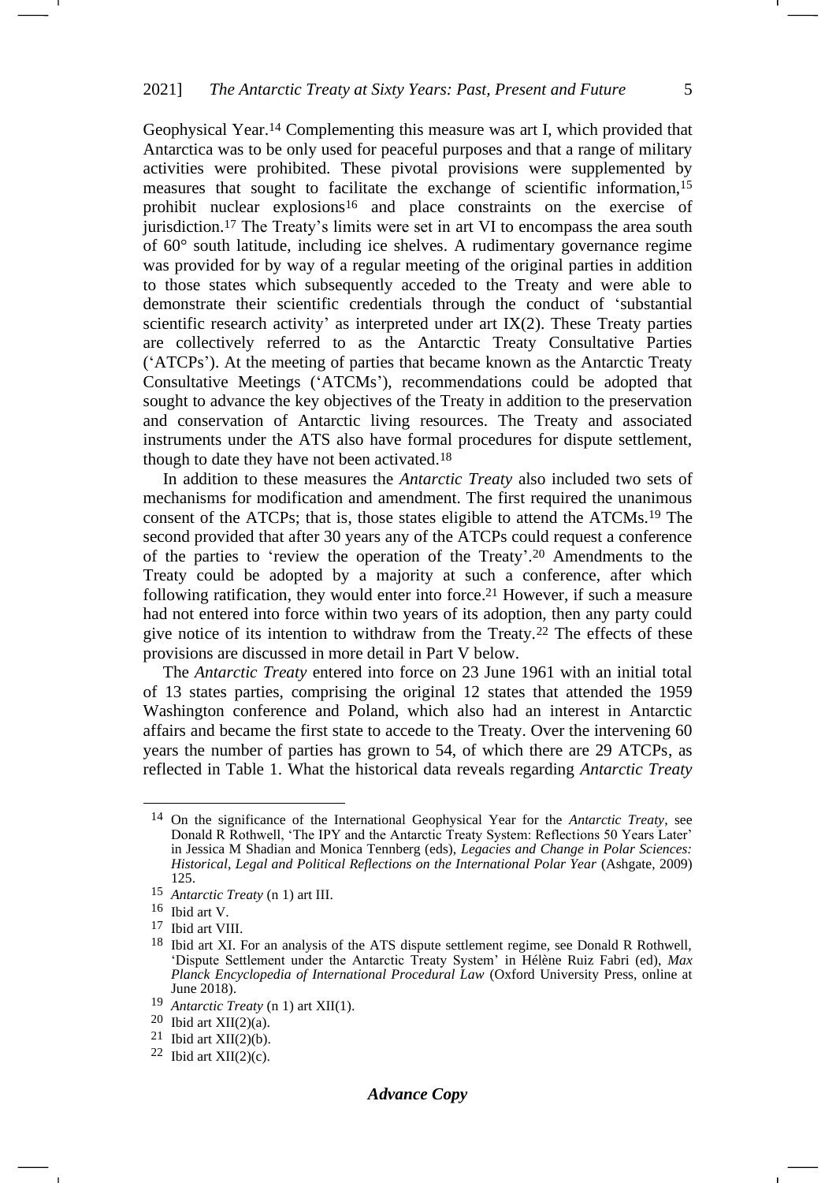Geophysical Year.[14] Complementing this measure was art I, which provided that Antarctica was to be only used for peaceful purposes and that a range of military activities were prohibited. These pivotal provisions were supplemented by measures that sought to facilitate the exchange of scientific information,[15] prohibit nuclear explosions[16] and place constraints on the exercise of jurisdiction.[17] The Treaty's limits were set in art VI to encompass the area south of 60° south latitude, including ice shelves. A rudimentary governance regime was provided for by way of a regular meeting of the original parties in addition to those states which subsequently acceded to the Treaty and were able to demonstrate their scientific credentials through the conduct of 'substantial scientific research activity' as interpreted under art IX(2). These Treaty parties are collectively referred to as the Antarctic Treaty Consultative Parties ('ATCPs'). At the meeting of parties that became known as the Antarctic Treaty Consultative Meetings ('ATCMs'), recommendations could be adopted that sought to advance the key objectives of the Treaty in addition to the preservation and conservation of Antarctic living resources. The Treaty and associated instruments under the ATS also have formal procedures for dispute settlement, though to date they have not been activated.[18]

In addition to these measures the *Antarctic Treaty* also included two sets of mechanisms for modification and amendment. The first required the unanimous consent of the ATCPs; that is, those states eligible to attend the ATCMs.[19] The second provided that after 30 years any of the ATCPs could request a conference of the parties to 'review the operation of the Treaty'.[20] Amendments to the Treaty could be adopted by a majority at such a conference, after which following ratification, they would enter into force.[21] However, if such a measure had not entered into force within two years of its adoption, then any party could give notice of its intention to withdraw from the Treaty.[22] The effects of these provisions are discussed in more detail in Part V below.

The *Antarctic Treaty* entered into force on 23 June 1961 with an initial total of 13 states parties, comprising the original 12 states that attended the 1959 Washington conference and Poland, which also had an interest in Antarctic affairs and became the first state to accede to the Treaty. Over the intervening 60 years the number of parties has grown to 54, of which there are 29 ATCPs, as reflected in Table 1. What the historical data reveals regarding *Antarctic Treaty*

---

[14] On the significance of the International Geophysical Year for the *Antarctic Treaty*, see Donald R Rothwell, 'The IPY and the Antarctic Treaty System: Reflections 50 Years Later' in Jessica M Shadian and Monica Tennberg (eds), *Legacies and Change in Polar Sciences: Historical, Legal and Political Reflections on the International Polar Year* (Ashgate, 2009) 125.

[15] *Antarctic Treaty* (n 1) art III.

[16] Ibid art V.

[17] Ibid art VIII.

[18] Ibid art XI. For an analysis of the ATS dispute settlement regime, see Donald R Rothwell, 'Dispute Settlement under the Antarctic Treaty System' in Hélène Ruiz Fabri (ed), *Max Planck Encyclopedia of International Procedural Law* (Oxford University Press, online at June 2018).

[19] *Antarctic Treaty* (n 1) art XII(1).

[20] Ibid art XII(2)(a).

[21] Ibid art XII(2)(b).

[22] Ibid art XII(2)(c).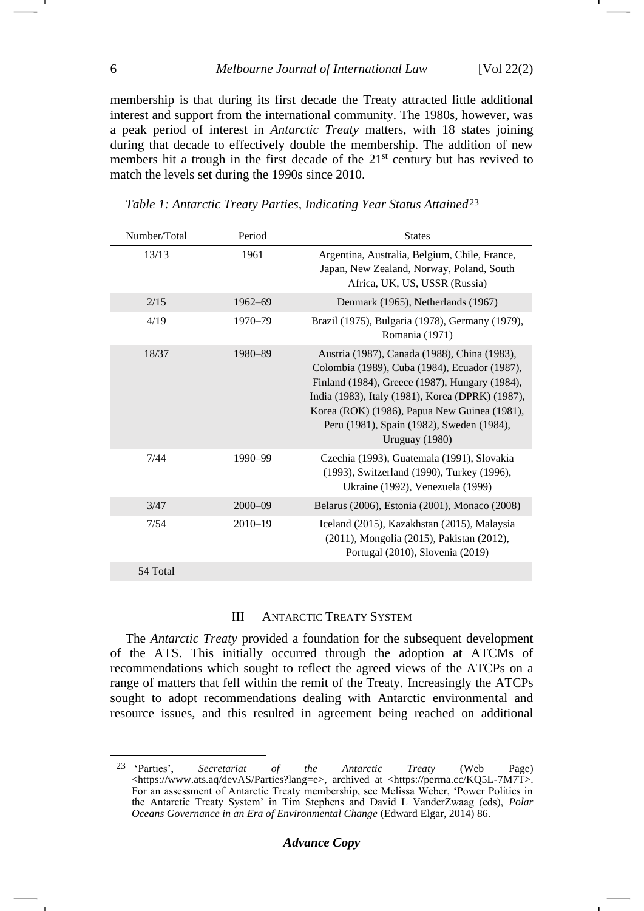membership is that during its first decade the Treaty attracted little additional interest and support from the international community. The 1980s, however, was a peak period of interest in *Antarctic Treaty* matters, with 18 states joining during that decade to effectively double the membership. The addition of new members hit a trough in the first decade of the 21st century but has revived to match the levels set during the 1990s since 2010.

*Table 1: Antarctic Treaty Parties, Indicating Year Status Attained*[23]

| Number/Total | Period | States |
|---|---|---|
| 13/13 | 1961 | Argentina, Australia, Belgium, Chile, France, Japan, New Zealand, Norway, Poland, South Africa, UK, US, USSR (Russia) |
| 2/15 | 1962–69 | Denmark (1965), Netherlands (1967) |
| 4/19 | 1970–79 | Brazil (1975), Bulgaria (1978), Germany (1979), Romania (1971) |
| 18/37 | 1980–89 | Austria (1987), Canada (1988), China (1983), Colombia (1989), Cuba (1984), Ecuador (1987), Finland (1984), Greece (1987), Hungary (1984), India (1983), Italy (1981), Korea (DPRK) (1987), Korea (ROK) (1986), Papua New Guinea (1981), Peru (1981), Spain (1982), Sweden (1984), Uruguay (1980) |
| 7/44 | 1990–99 | Czechia (1993), Guatemala (1991), Slovakia (1993), Switzerland (1990), Turkey (1996), Ukraine (1992), Venezuela (1999) |
| 3/47 | 2000–09 | Belarus (2006), Estonia (2001), Monaco (2008) |
| 7/54 | 2010–19 | Iceland (2015), Kazakhstan (2015), Malaysia (2011), Mongolia (2015), Pakistan (2012), Portugal (2010), Slovenia (2019) |
| 54 Total | | |

## III Antarctic Treaty System

The *Antarctic Treaty* provided a foundation for the subsequent development of the ATS. This initially occurred through the adoption at ATCMs of recommendations which sought to reflect the agreed views of the ATCPs on a range of matters that fell within the remit of the Treaty. Increasingly the ATCPs sought to adopt recommendations dealing with Antarctic environmental and resource issues, and this resulted in agreement being reached on additional

[23] 'Parties', *Secretariat of the Antarctic Treaty* (Web Page) <https://www.ats.aq/devAS/Parties?lang=e>, archived at <https://perma.cc/KQ5L-7M7T>. For an assessment of Antarctic Treaty membership, see Melissa Weber, 'Power Politics in the Antarctic Treaty System' in Tim Stephens and David L VanderZwaag (eds), *Polar Oceans Governance in an Era of Environmental Change* (Edward Elgar, 2014) 86.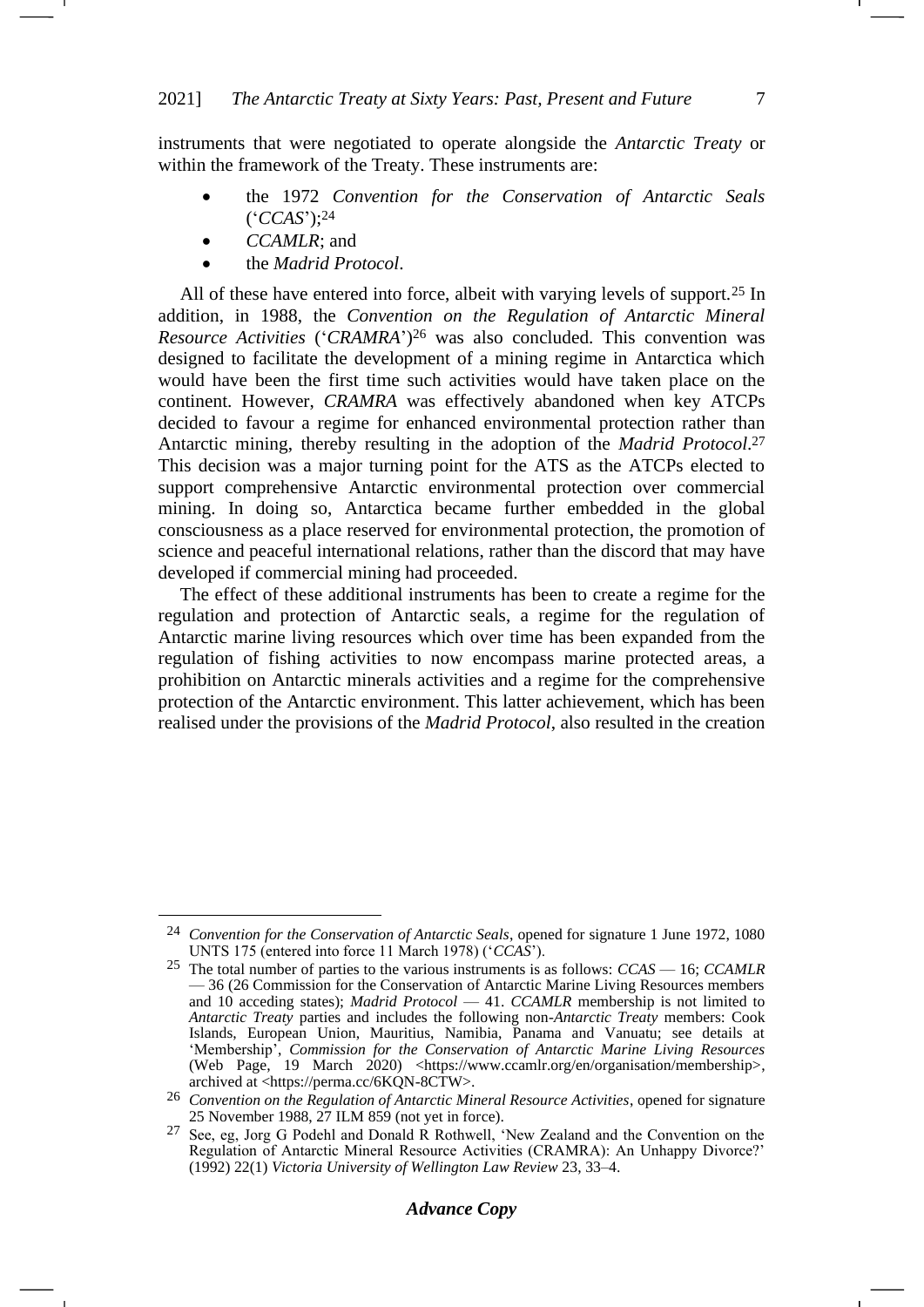instruments that were negotiated to operate alongside the *Antarctic Treaty* or within the framework of the Treaty. These instruments are:

- the 1972 *Convention for the Conservation of Antarctic Seals* ('*CCAS*');[24]
- *CCAMLR*; and
- the *Madrid Protocol*.

All of these have entered into force, albeit with varying levels of support.[25] In addition, in 1988, the *Convention on the Regulation of Antarctic Mineral Resource Activities* ('*CRAMRA*')[26] was also concluded. This convention was designed to facilitate the development of a mining regime in Antarctica which would have been the first time such activities would have taken place on the continent. However, *CRAMRA* was effectively abandoned when key ATCPs decided to favour a regime for enhanced environmental protection rather than Antarctic mining, thereby resulting in the adoption of the *Madrid Protocol*.[27] This decision was a major turning point for the ATS as the ATCPs elected to support comprehensive Antarctic environmental protection over commercial mining. In doing so, Antarctica became further embedded in the global consciousness as a place reserved for environmental protection, the promotion of science and peaceful international relations, rather than the discord that may have developed if commercial mining had proceeded.

The effect of these additional instruments has been to create a regime for the regulation and protection of Antarctic seals, a regime for the regulation of Antarctic marine living resources which over time has been expanded from the regulation of fishing activities to now encompass marine protected areas, a prohibition on Antarctic minerals activities and a regime for the comprehensive protection of the Antarctic environment. This latter achievement, which has been realised under the provisions of the *Madrid Protocol*, also resulted in the creation

---

[24] *Convention for the Conservation of Antarctic Seals*, opened for signature 1 June 1972, 1080 UNTS 175 (entered into force 11 March 1978) ('*CCAS*').

[25] The total number of parties to the various instruments is as follows: *CCAS* — 16; *CCAMLR* — 36 (26 Commission for the Conservation of Antarctic Marine Living Resources members and 10 acceding states); *Madrid Protocol* — 41. *CCAMLR* membership is not limited to *Antarctic Treaty* parties and includes the following non-*Antarctic Treaty* members: Cook Islands, European Union, Mauritius, Namibia, Panama and Vanuatu; see details at 'Membership', *Commission for the Conservation of Antarctic Marine Living Resources* (Web Page, 19 March 2020) <https://www.ccamlr.org/en/organisation/membership>, archived at <https://perma.cc/6KQN-8CTW>.

[26] *Convention on the Regulation of Antarctic Mineral Resource Activities*, opened for signature 25 November 1988, 27 ILM 859 (not yet in force).

[27] See, eg, Jorg G Podehl and Donald R Rothwell, 'New Zealand and the Convention on the Regulation of Antarctic Mineral Resource Activities (CRAMRA): An Unhappy Divorce?' (1992) 22(1) *Victoria University of Wellington Law Review* 23, 33–4.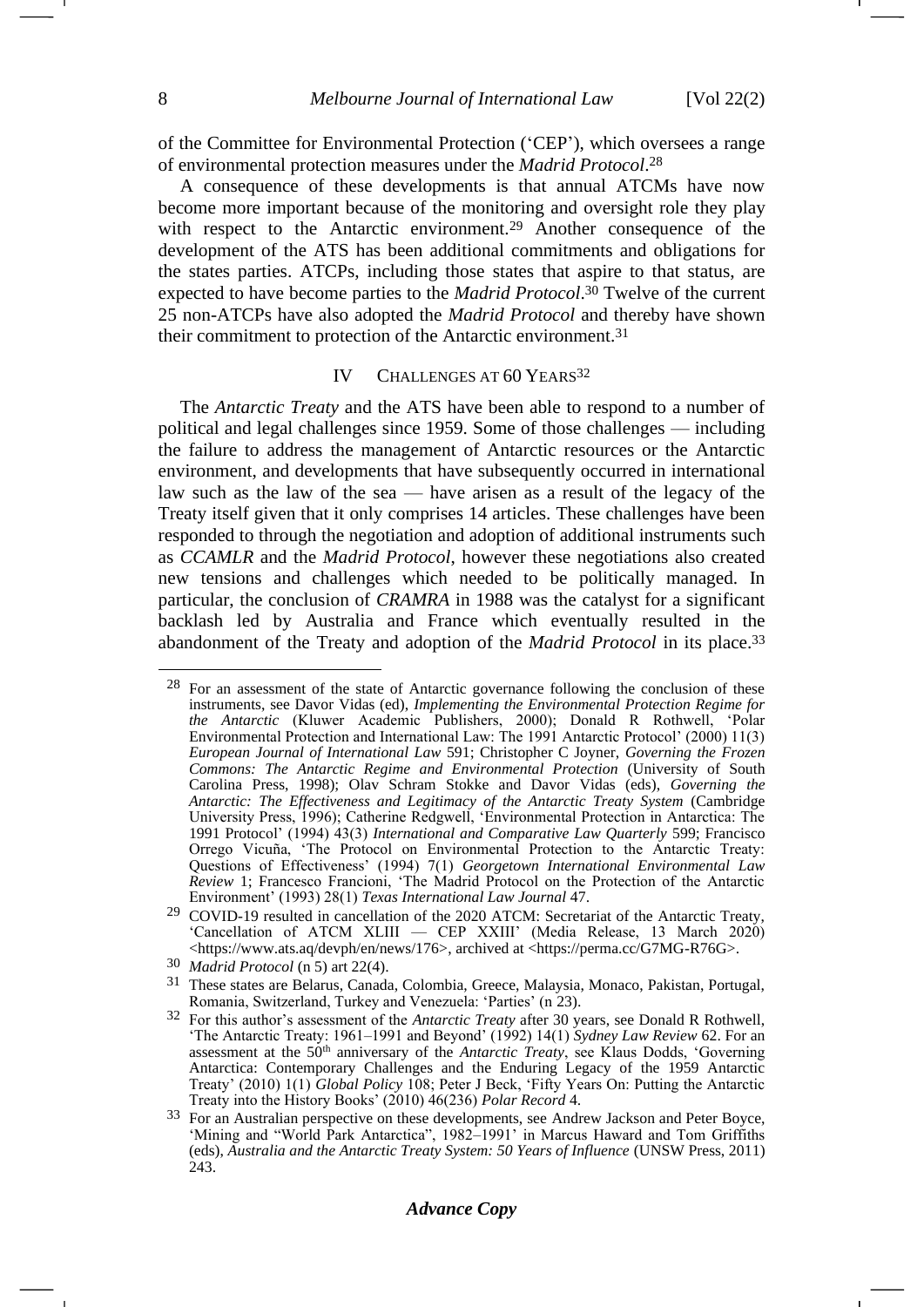of the Committee for Environmental Protection ('CEP'), which oversees a range of environmental protection measures under the *Madrid Protocol*.[28]

A consequence of these developments is that annual ATCMs have now become more important because of the monitoring and oversight role they play with respect to the Antarctic environment.[29] Another consequence of the development of the ATS has been additional commitments and obligations for the states parties. ATCPs, including those states that aspire to that status, are expected to have become parties to the *Madrid Protocol*.[30] Twelve of the current 25 non-ATCPs have also adopted the *Madrid Protocol* and thereby have shown their commitment to protection of the Antarctic environment.[31]

## IV CHALLENGES AT 60 YEARS[32]

The *Antarctic Treaty* and the ATS have been able to respond to a number of political and legal challenges since 1959. Some of those challenges — including the failure to address the management of Antarctic resources or the Antarctic environment, and developments that have subsequently occurred in international law such as the law of the sea — have arisen as a result of the legacy of the Treaty itself given that it only comprises 14 articles. These challenges have been responded to through the negotiation and adoption of additional instruments such as *CCAMLR* and the *Madrid Protocol*, however these negotiations also created new tensions and challenges which needed to be politically managed. In particular, the conclusion of *CRAMRA* in 1988 was the catalyst for a significant backlash led by Australia and France which eventually resulted in the abandonment of the Treaty and adoption of the *Madrid Protocol* in its place.[33]

---

[28] For an assessment of the state of Antarctic governance following the conclusion of these instruments, see Davor Vidas (ed), *Implementing the Environmental Protection Regime for the Antarctic* (Kluwer Academic Publishers, 2000); Donald R Rothwell, 'Polar Environmental Protection and International Law: The 1991 Antarctic Protocol' (2000) 11(3) *European Journal of International Law* 591; Christopher C Joyner, *Governing the Frozen Commons: The Antarctic Regime and Environmental Protection* (University of South Carolina Press, 1998); Olav Schram Stokke and Davor Vidas (eds), *Governing the Antarctic: The Effectiveness and Legitimacy of the Antarctic Treaty System* (Cambridge University Press, 1996); Catherine Redgwell, 'Environmental Protection in Antarctica: The 1991 Protocol' (1994) 43(3) *International and Comparative Law Quarterly* 599; Francisco Orrego Vicuña, 'The Protocol on Environmental Protection to the Antarctic Treaty: Questions of Effectiveness' (1994) 7(1) *Georgetown International Environmental Law Review* 1; Francesco Francioni, 'The Madrid Protocol on the Protection of the Antarctic Environment' (1993) 28(1) *Texas International Law Journal* 47.

[29] COVID-19 resulted in cancellation of the 2020 ATCM: Secretariat of the Antarctic Treaty, 'Cancellation of ATCM XLIII — CEP XXIII' (Media Release, 13 March 2020) <https://www.ats.aq/devph/en/news/176>, archived at <https://perma.cc/G7MG-R76G>.

[30] *Madrid Protocol* (n 5) art 22(4).

[31] These states are Belarus, Canada, Colombia, Greece, Malaysia, Monaco, Pakistan, Portugal, Romania, Switzerland, Turkey and Venezuela: 'Parties' (n 23).

[32] For this author's assessment of the *Antarctic Treaty* after 30 years, see Donald R Rothwell, 'The Antarctic Treaty: 1961–1991 and Beyond' (1992) 14(1) *Sydney Law Review* 62. For an assessment at the 50th anniversary of the *Antarctic Treaty*, see Klaus Dodds, 'Governing Antarctica: Contemporary Challenges and the Enduring Legacy of the 1959 Antarctic Treaty' (2010) 1(1) *Global Policy* 108; Peter J Beck, 'Fifty Years On: Putting the Antarctic Treaty into the History Books' (2010) 46(236) *Polar Record* 4.

[33] For an Australian perspective on these developments, see Andrew Jackson and Peter Boyce, 'Mining and "World Park Antarctica", 1982–1991' in Marcus Haward and Tom Griffiths (eds), *Australia and the Antarctic Treaty System: 50 Years of Influence* (UNSW Press, 2011) 243.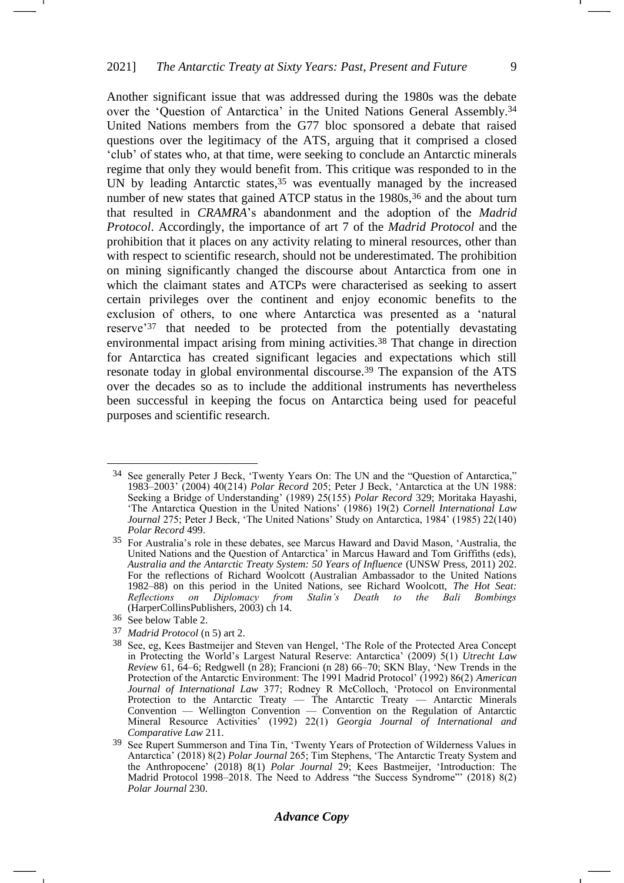Another significant issue that was addressed during the 1980s was the debate over the 'Question of Antarctica' in the United Nations General Assembly.[34] United Nations members from the G77 bloc sponsored a debate that raised questions over the legitimacy of the ATS, arguing that it comprised a closed 'club' of states who, at that time, were seeking to conclude an Antarctic minerals regime that only they would benefit from. This critique was responded to in the UN by leading Antarctic states,[35] was eventually managed by the increased number of new states that gained ATCP status in the 1980s,[36] and the about turn that resulted in *CRAMRA*'s abandonment and the adoption of the *Madrid Protocol*. Accordingly, the importance of art 7 of the *Madrid Protocol* and the prohibition that it places on any activity relating to mineral resources, other than with respect to scientific research, should not be underestimated. The prohibition on mining significantly changed the discourse about Antarctica from one in which the claimant states and ATCPs were characterised as seeking to assert certain privileges over the continent and enjoy economic benefits to the exclusion of others, to one where Antarctica was presented as a 'natural reserve'[37] that needed to be protected from the potentially devastating environmental impact arising from mining activities.[38] That change in direction for Antarctica has created significant legacies and expectations which still resonate today in global environmental discourse.[39] The expansion of the ATS over the decades so as to include the additional instruments has nevertheless been successful in keeping the focus on Antarctica being used for peaceful purposes and scientific research.

---

[34] See generally Peter J Beck, 'Twenty Years On: The UN and the "Question of Antarctica," 1983–2003' (2004) 40(214) *Polar Record* 205; Peter J Beck, 'Antarctica at the UN 1988: Seeking a Bridge of Understanding' (1989) 25(155) *Polar Record* 329; Moritaka Hayashi, 'The Antarctica Question in the United Nations' (1986) 19(2) *Cornell International Law Journal* 275; Peter J Beck, 'The United Nations' Study on Antarctica, 1984' (1985) 22(140) *Polar Record* 499.

[35] For Australia's role in these debates, see Marcus Haward and David Mason, 'Australia, the United Nations and the Question of Antarctica' in Marcus Haward and Tom Griffiths (eds), *Australia and the Antarctic Treaty System: 50 Years of Influence* (UNSW Press, 2011) 202. For the reflections of Richard Woolcott (Australian Ambassador to the United Nations 1982–88) on this period in the United Nations, see Richard Woolcott, *The Hot Seat: Reflections on Diplomacy from Stalin's Death to the Bali Bombings* (HarperCollinsPublishers, 2003) ch 14.

[36] See below Table 2.

[37] *Madrid Protocol* (n 5) art 2.

[38] See, eg, Kees Bastmeijer and Steven van Hengel, 'The Role of the Protected Area Concept in Protecting the World's Largest Natural Reserve: Antarctica' (2009) 5(1) *Utrecht Law Review* 61, 64–6; Redgwell (n 28); Francioni (n 28) 66–70; SKN Blay, 'New Trends in the Protection of the Antarctic Environment: The 1991 Madrid Protocol' (1992) 86(2) *American Journal of International Law* 377; Rodney R McColloch, 'Protocol on Environmental Protection to the Antarctic Treaty — The Antarctic Treaty — Antarctic Minerals Convention — Wellington Convention — Convention on the Regulation of Antarctic Mineral Resource Activities' (1992) 22(1) *Georgia Journal of International and Comparative Law* 211.

[39] See Rupert Summerson and Tina Tin, 'Twenty Years of Protection of Wilderness Values in Antarctica' (2018) 8(2) *Polar Journal* 265; Tim Stephens, 'The Antarctic Treaty System and the Anthropocene' (2018) 8(1) *Polar Journal* 29; Kees Bastmeijer, 'Introduction: The Madrid Protocol 1998–2018. The Need to Address "the Success Syndrome"' (2018) 8(2) *Polar Journal* 230.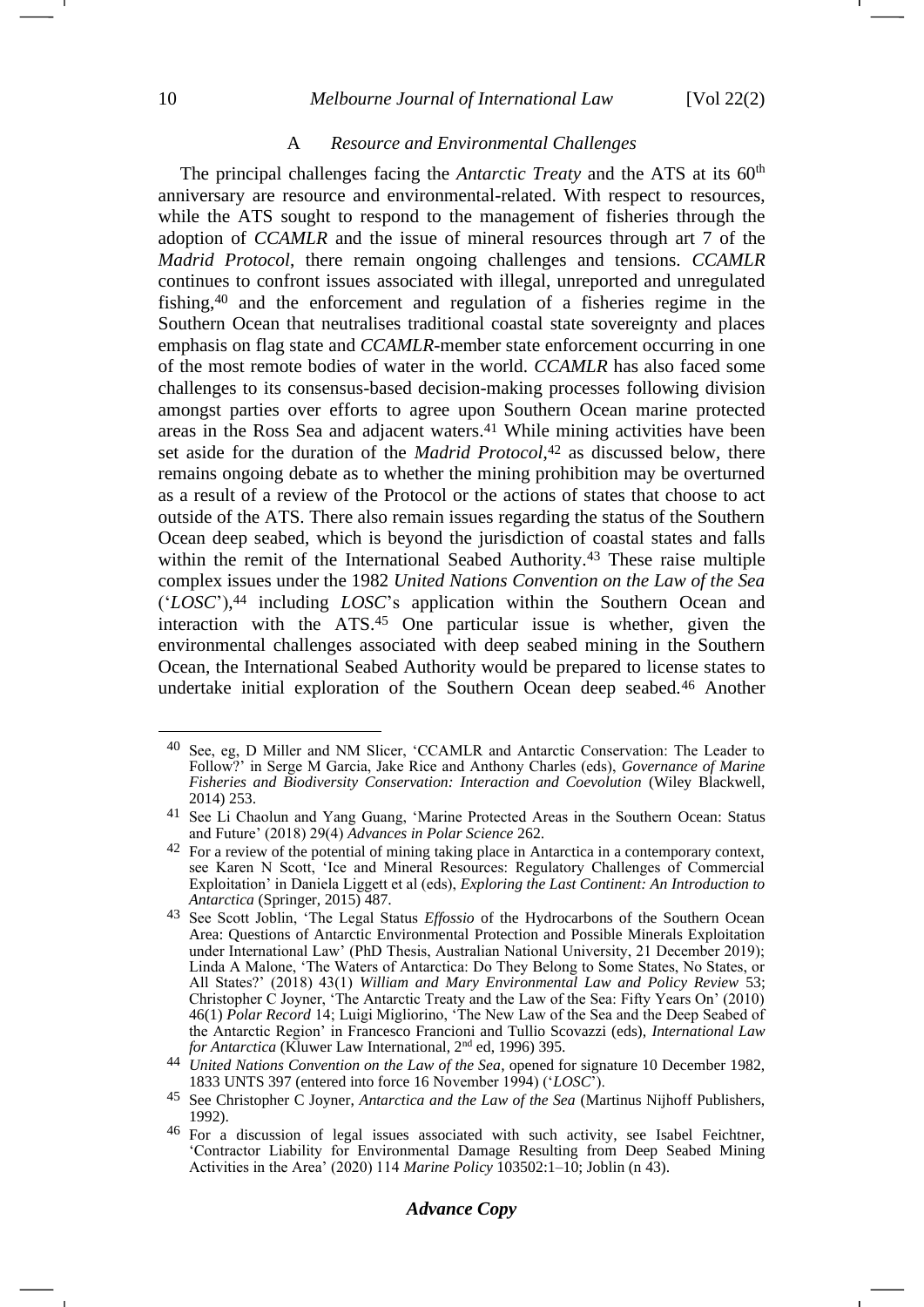### A *Resource and Environmental Challenges*

The principal challenges facing the *Antarctic Treaty* and the ATS at its 60th anniversary are resource and environmental-related. With respect to resources, while the ATS sought to respond to the management of fisheries through the adoption of *CCAMLR* and the issue of mineral resources through art 7 of the *Madrid Protocol*, there remain ongoing challenges and tensions. *CCAMLR* continues to confront issues associated with illegal, unreported and unregulated fishing,[40] and the enforcement and regulation of a fisheries regime in the Southern Ocean that neutralises traditional coastal state sovereignty and places emphasis on flag state and *CCAMLR*-member state enforcement occurring in one of the most remote bodies of water in the world. *CCAMLR* has also faced some challenges to its consensus-based decision-making processes following division amongst parties over efforts to agree upon Southern Ocean marine protected areas in the Ross Sea and adjacent waters.[41] While mining activities have been set aside for the duration of the *Madrid Protocol*,[42] as discussed below, there remains ongoing debate as to whether the mining prohibition may be overturned as a result of a review of the Protocol or the actions of states that choose to act outside of the ATS. There also remain issues regarding the status of the Southern Ocean deep seabed, which is beyond the jurisdiction of coastal states and falls within the remit of the International Seabed Authority.[43] These raise multiple complex issues under the 1982 *United Nations Convention on the Law of the Sea* ('*LOSC*'),[44] including *LOSC*'s application within the Southern Ocean and interaction with the ATS.[45] One particular issue is whether, given the environmental challenges associated with deep seabed mining in the Southern Ocean, the International Seabed Authority would be prepared to license states to undertake initial exploration of the Southern Ocean deep seabed.[46] Another

---

[40] See, eg, D Miller and NM Slicer, 'CCAMLR and Antarctic Conservation: The Leader to Follow?' in Serge M Garcia, Jake Rice and Anthony Charles (eds), *Governance of Marine Fisheries and Biodiversity Conservation: Interaction and Coevolution* (Wiley Blackwell, 2014) 253.

[41] See Li Chaolun and Yang Guang, 'Marine Protected Areas in the Southern Ocean: Status and Future' (2018) 29(4) *Advances in Polar Science* 262.

[42] For a review of the potential of mining taking place in Antarctica in a contemporary context, see Karen N Scott, 'Ice and Mineral Resources: Regulatory Challenges of Commercial Exploitation' in Daniela Liggett et al (eds), *Exploring the Last Continent: An Introduction to Antarctica* (Springer, 2015) 487.

[43] See Scott Joblin, 'The Legal Status *Effossio* of the Hydrocarbons of the Southern Ocean Area: Questions of Antarctic Environmental Protection and Possible Minerals Exploitation under International Law' (PhD Thesis, Australian National University, 21 December 2019); Linda A Malone, 'The Waters of Antarctica: Do They Belong to Some States, No States, or All States?' (2018) 43(1) *William and Mary Environmental Law and Policy Review* 53; Christopher C Joyner, 'The Antarctic Treaty and the Law of the Sea: Fifty Years On' (2010) 46(1) *Polar Record* 14; Luigi Migliorino, 'The New Law of the Sea and the Deep Seabed of the Antarctic Region' in Francesco Francioni and Tullio Scovazzi (eds), *International Law for Antarctica* (Kluwer Law International, 2nd ed, 1996) 395.

[44] *United Nations Convention on the Law of the Sea*, opened for signature 10 December 1982, 1833 UNTS 397 (entered into force 16 November 1994) ('*LOSC*').

[45] See Christopher C Joyner, *Antarctica and the Law of the Sea* (Martinus Nijhoff Publishers, 1992).

[46] For a discussion of legal issues associated with such activity, see Isabel Feichtner, 'Contractor Liability for Environmental Damage Resulting from Deep Seabed Mining Activities in the Area' (2020) 114 *Marine Policy* 103502:1–10; Joblin (n 43).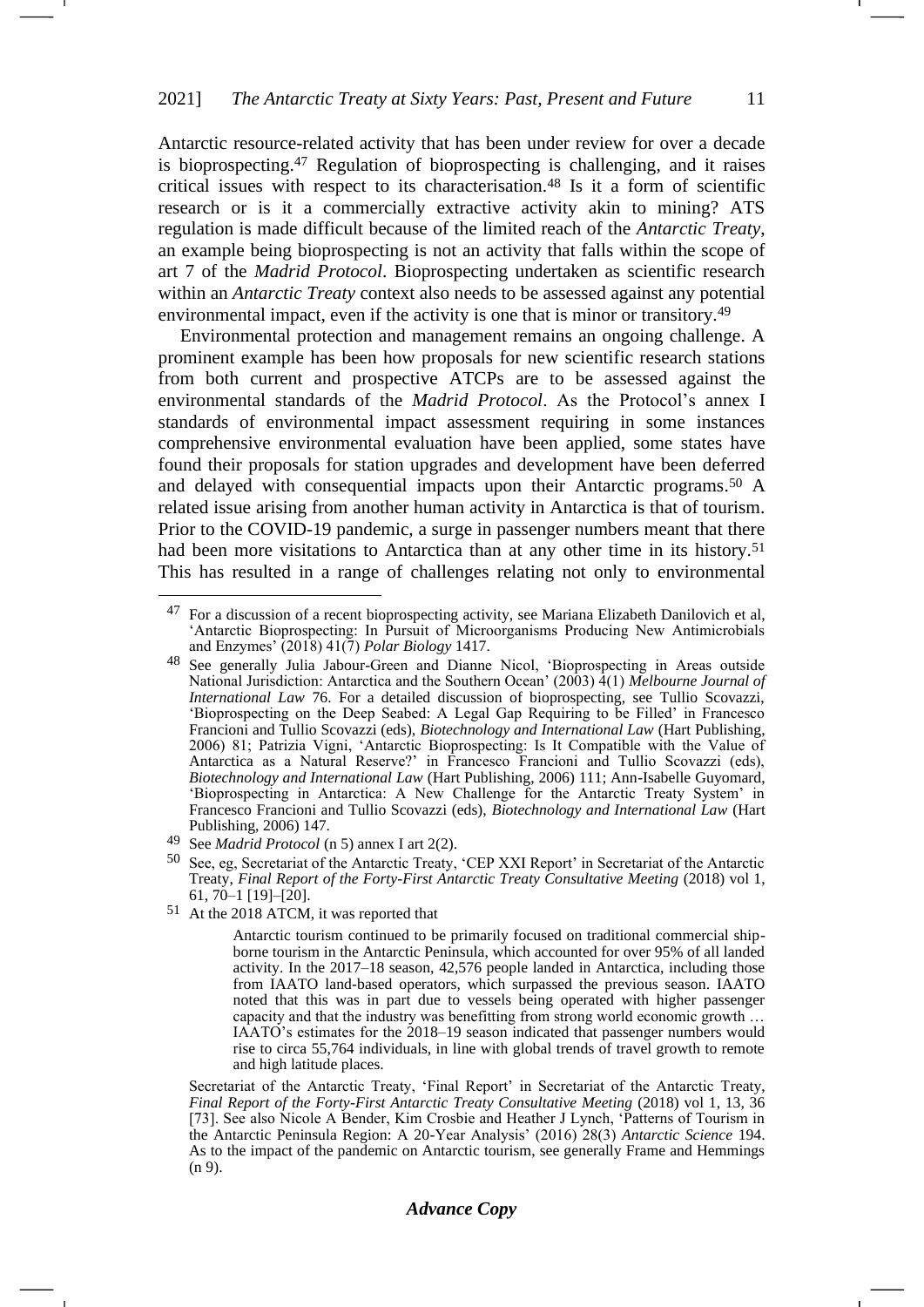Antarctic resource-related activity that has been under review for over a decade is bioprospecting.[47] Regulation of bioprospecting is challenging, and it raises critical issues with respect to its characterisation.[48] Is it a form of scientific research or is it a commercially extractive activity akin to mining? ATS regulation is made difficult because of the limited reach of the *Antarctic Treaty*, an example being bioprospecting is not an activity that falls within the scope of art 7 of the *Madrid Protocol*. Bioprospecting undertaken as scientific research within an *Antarctic Treaty* context also needs to be assessed against any potential environmental impact, even if the activity is one that is minor or transitory.[49]

Environmental protection and management remains an ongoing challenge. A prominent example has been how proposals for new scientific research stations from both current and prospective ATCPs are to be assessed against the environmental standards of the *Madrid Protocol*. As the Protocol's annex I standards of environmental impact assessment requiring in some instances comprehensive environmental evaluation have been applied, some states have found their proposals for station upgrades and development have been deferred and delayed with consequential impacts upon their Antarctic programs.[50] A related issue arising from another human activity in Antarctica is that of tourism. Prior to the COVID-19 pandemic, a surge in passenger numbers meant that there had been more visitations to Antarctica than at any other time in its history.[51] This has resulted in a range of challenges relating not only to environmental

---

[47] For a discussion of a recent bioprospecting activity, see Mariana Elizabeth Danilovich et al, 'Antarctic Bioprospecting: In Pursuit of Microorganisms Producing New Antimicrobials and Enzymes' (2018) 41(7) *Polar Biology* 1417.

[48] See generally Julia Jabour-Green and Dianne Nicol, 'Bioprospecting in Areas outside National Jurisdiction: Antarctica and the Southern Ocean' (2003) 4(1) *Melbourne Journal of International Law* 76. For a detailed discussion of bioprospecting, see Tullio Scovazzi, 'Bioprospecting on the Deep Seabed: A Legal Gap Requiring to be Filled' in Francesco Francioni and Tullio Scovazzi (eds), *Biotechnology and International Law* (Hart Publishing, 2006) 81; Patrizia Vigni, 'Antarctic Bioprospecting: Is It Compatible with the Value of Antarctica as a Natural Reserve?' in Francesco Francioni and Tullio Scovazzi (eds), *Biotechnology and International Law* (Hart Publishing, 2006) 111; Ann-Isabelle Guyomard, 'Bioprospecting in Antarctica: A New Challenge for the Antarctic Treaty System' in Francesco Francioni and Tullio Scovazzi (eds), *Biotechnology and International Law* (Hart Publishing, 2006) 147.

[49] See *Madrid Protocol* (n 5) annex I art 2(2).

[50] See, eg, Secretariat of the Antarctic Treaty, 'CEP XXI Report' in Secretariat of the Antarctic Treaty, *Final Report of the Forty-First Antarctic Treaty Consultative Meeting* (2018) vol 1, 61, 70–1 [19]–[20].

[51] At the 2018 ATCM, it was reported that

> Antarctic tourism continued to be primarily focused on traditional commercial ship-borne tourism in the Antarctic Peninsula, which accounted for over 95% of all landed activity. In the 2017–18 season, 42,576 people landed in Antarctica, including those from IAATO land-based operators, which surpassed the previous season. IAATO noted that this was in part due to vessels being operated with higher passenger capacity and that the industry was benefitting from strong world economic growth … IAATO's estimates for the 2018–19 season indicated that passenger numbers would rise to circa 55,764 individuals, in line with global trends of travel growth to remote and high latitude places.

Secretariat of the Antarctic Treaty, 'Final Report' in Secretariat of the Antarctic Treaty, *Final Report of the Forty-First Antarctic Treaty Consultative Meeting* (2018) vol 1, 13, 36 [73]. See also Nicole A Bender, Kim Crosbie and Heather J Lynch, 'Patterns of Tourism in the Antarctic Peninsula Region: A 20-Year Analysis' (2016) 28(3) *Antarctic Science* 194. As to the impact of the pandemic on Antarctic tourism, see generally Frame and Hemmings (n 9).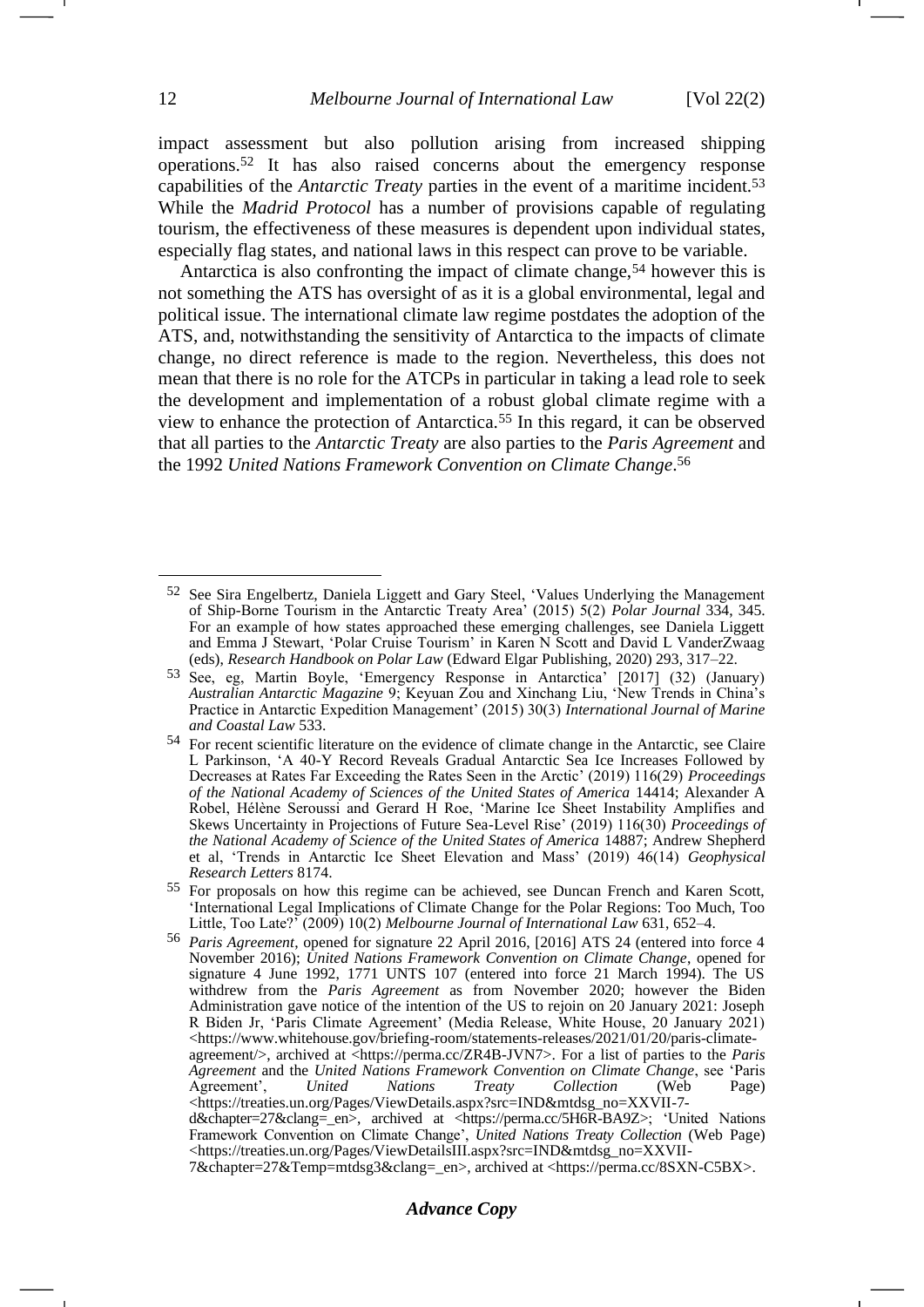impact assessment but also pollution arising from increased shipping operations.[52] It has also raised concerns about the emergency response capabilities of the *Antarctic Treaty* parties in the event of a maritime incident.[53] While the *Madrid Protocol* has a number of provisions capable of regulating tourism, the effectiveness of these measures is dependent upon individual states, especially flag states, and national laws in this respect can prove to be variable.

Antarctica is also confronting the impact of climate change,[54] however this is not something the ATS has oversight of as it is a global environmental, legal and political issue. The international climate law regime postdates the adoption of the ATS, and, notwithstanding the sensitivity of Antarctica to the impacts of climate change, no direct reference is made to the region. Nevertheless, this does not mean that there is no role for the ATCPs in particular in taking a lead role to seek the development and implementation of a robust global climate regime with a view to enhance the protection of Antarctica.[55] In this regard, it can be observed that all parties to the *Antarctic Treaty* are also parties to the *Paris Agreement* and the 1992 *United Nations Framework Convention on Climate Change*.[56]

---

[52] See Sira Engelbertz, Daniela Liggett and Gary Steel, 'Values Underlying the Management of Ship-Borne Tourism in the Antarctic Treaty Area' (2015) 5(2) *Polar Journal* 334, 345. For an example of how states approached these emerging challenges, see Daniela Liggett and Emma J Stewart, 'Polar Cruise Tourism' in Karen N Scott and David L VanderZwaag (eds), *Research Handbook on Polar Law* (Edward Elgar Publishing, 2020) 293, 317–22.

[53] See, eg, Martin Boyle, 'Emergency Response in Antarctica' [2017] (32) (January) *Australian Antarctic Magazine* 9; Keyuan Zou and Xinchang Liu, 'New Trends in China's Practice in Antarctic Expedition Management' (2015) 30(3) *International Journal of Marine and Coastal Law* 533.

[54] For recent scientific literature on the evidence of climate change in the Antarctic, see Claire L Parkinson, 'A 40-Y Record Reveals Gradual Antarctic Sea Ice Increases Followed by Decreases at Rates Far Exceeding the Rates Seen in the Arctic' (2019) 116(29) *Proceedings of the National Academy of Sciences of the United States of America* 14414; Alexander A Robel, Hélène Seroussi and Gerard H Roe, 'Marine Ice Sheet Instability Amplifies and Skews Uncertainty in Projections of Future Sea-Level Rise' (2019) 116(30) *Proceedings of the National Academy of Science of the United States of America* 14887; Andrew Shepherd et al, 'Trends in Antarctic Ice Sheet Elevation and Mass' (2019) 46(14) *Geophysical Research Letters* 8174.

[55] For proposals on how this regime can be achieved, see Duncan French and Karen Scott, 'International Legal Implications of Climate Change for the Polar Regions: Too Much, Too Little, Too Late?' (2009) 10(2) *Melbourne Journal of International Law* 631, 652–4.

[56] *Paris Agreement*, opened for signature 22 April 2016, [2016] ATS 24 (entered into force 4 November 2016); *United Nations Framework Convention on Climate Change*, opened for signature 4 June 1992, 1771 UNTS 107 (entered into force 21 March 1994). The US withdrew from the *Paris Agreement* as from November 2020; however the Biden Administration gave notice of the intention of the US to rejoin on 20 January 2021: Joseph R Biden Jr, 'Paris Climate Agreement' (Media Release, White House, 20 January 2021) <https://www.whitehouse.gov/briefing-room/statements-releases/2021/01/20/paris-climate-agreement/>, archived at <https://perma.cc/ZR4B-JVN7>. For a list of parties to the *Paris Agreement* and the *United Nations Framework Convention on Climate Change*, see 'Paris Agreement', *United Nations Treaty Collection* (Web Page) <https://treaties.un.org/Pages/ViewDetails.aspx?src=IND&mtdsg_no=XXVII-7-d&chapter=27&clang=_en>, archived at <https://perma.cc/5H6R-BA9Z>; 'United Nations Framework Convention on Climate Change', *United Nations Treaty Collection* (Web Page) <https://treaties.un.org/Pages/ViewDetailsIII.aspx?src=IND&mtdsg_no=XXVII-7&chapter=27&Temp=mtdsg3&clang=_en>, archived at <https://perma.cc/8SXN-C5BX>.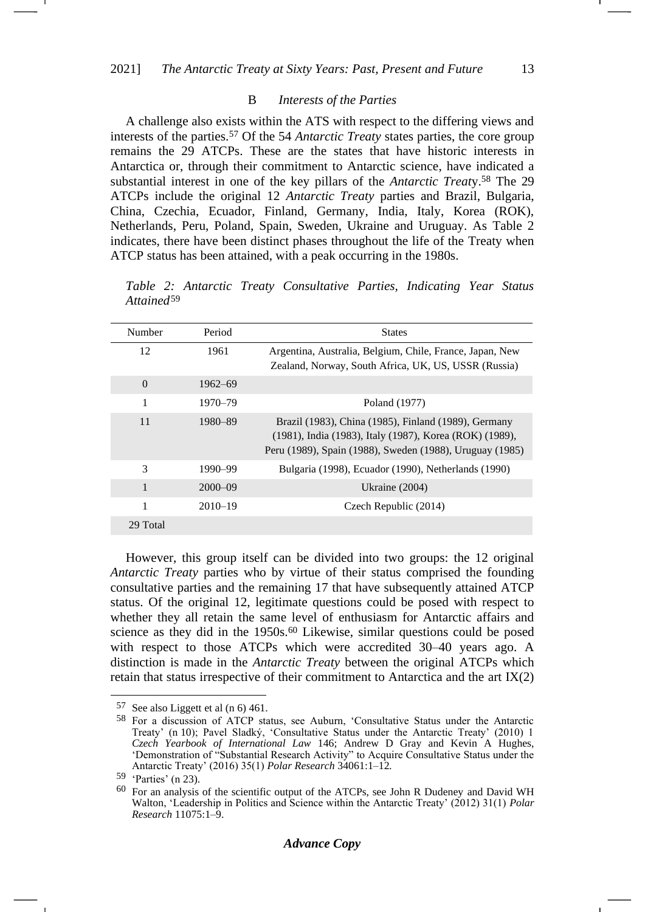### B *Interests of the Parties*

A challenge also exists within the ATS with respect to the differing views and interests of the parties.[57] Of the 54 *Antarctic Treaty* states parties, the core group remains the 29 ATCPs. These are the states that have historic interests in Antarctica or, through their commitment to Antarctic science, have indicated a substantial interest in one of the key pillars of the *Antarctic Treaty*.[58] The 29 ATCPs include the original 12 *Antarctic Treaty* parties and Brazil, Bulgaria, China, Czechia, Ecuador, Finland, Germany, India, Italy, Korea (ROK), Netherlands, Peru, Poland, Spain, Sweden, Ukraine and Uruguay. As Table 2 indicates, there have been distinct phases throughout the life of the Treaty when ATCP status has been attained, with a peak occurring in the 1980s.

*Table 2: Antarctic Treaty Consultative Parties, Indicating Year Status Attained*[59]

| Number | Period | States |
|---|---|---|
| 12 | 1961 | Argentina, Australia, Belgium, Chile, France, Japan, New Zealand, Norway, South Africa, UK, US, USSR (Russia) |
| 0 | 1962–69 | |
| 1 | 1970–79 | Poland (1977) |
| 11 | 1980–89 | Brazil (1983), China (1985), Finland (1989), Germany (1981), India (1983), Italy (1987), Korea (ROK) (1989), Peru (1989), Spain (1988), Sweden (1988), Uruguay (1985) |
| 3 | 1990–99 | Bulgaria (1998), Ecuador (1990), Netherlands (1990) |
| 1 | 2000–09 | Ukraine (2004) |
| 1 | 2010–19 | Czech Republic (2014) |
| 29 Total | | |

However, this group itself can be divided into two groups: the 12 original *Antarctic Treaty* parties who by virtue of their status comprised the founding consultative parties and the remaining 17 that have subsequently attained ATCP status. Of the original 12, legitimate questions could be posed with respect to whether they all retain the same level of enthusiasm for Antarctic affairs and science as they did in the 1950s.[60] Likewise, similar questions could be posed with respect to those ATCPs which were accredited 30–40 years ago. A distinction is made in the *Antarctic Treaty* between the original ATCPs which retain that status irrespective of their commitment to Antarctica and the art IX(2)

---

[57] See also Liggett et al (n 6) 461.

[58] For a discussion of ATCP status, see Auburn, 'Consultative Status under the Antarctic Treaty' (n 10); Pavel Sladký, 'Consultative Status under the Antarctic Treaty' (2010) 1 *Czech Yearbook of International Law* 146; Andrew D Gray and Kevin A Hughes, 'Demonstration of "Substantial Research Activity" to Acquire Consultative Status under the Antarctic Treaty' (2016) 35(1) *Polar Research* 34061:1–12.

[59] 'Parties' (n 23).

[60] For an analysis of the scientific output of the ATCPs, see John R Dudeney and David WH Walton, 'Leadership in Politics and Science within the Antarctic Treaty' (2012) 31(1) *Polar Research* 11075:1–9.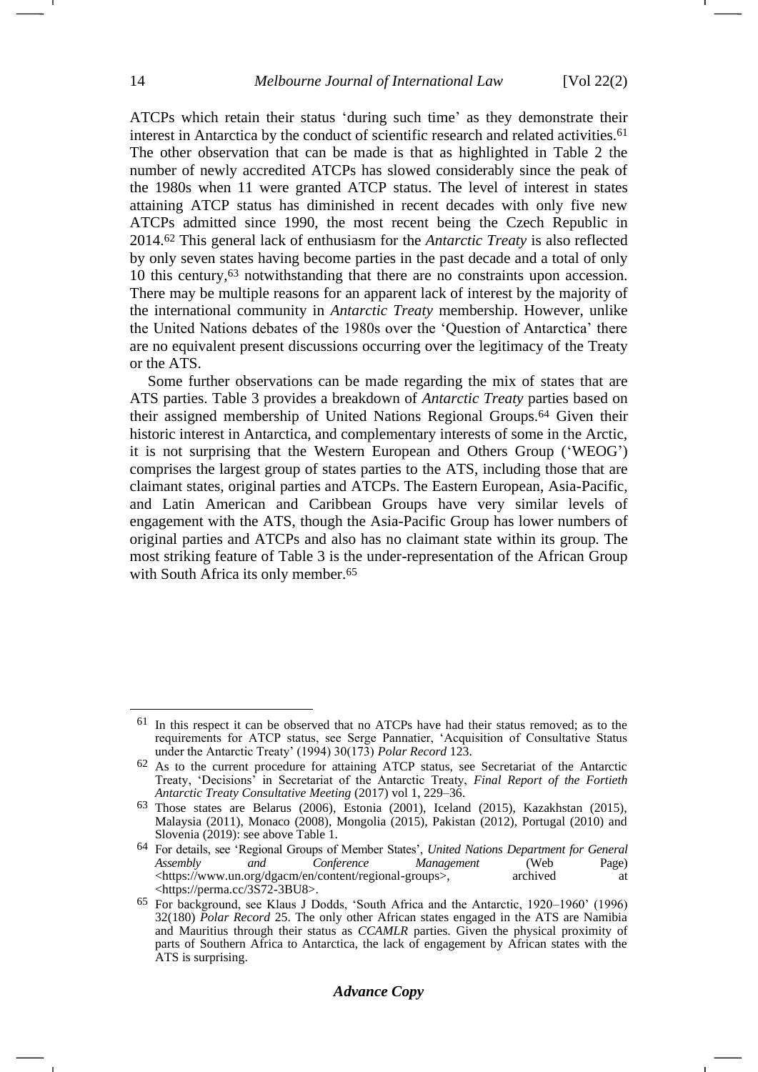ATCPs which retain their status 'during such time' as they demonstrate their interest in Antarctica by the conduct of scientific research and related activities.[61] The other observation that can be made is that as highlighted in Table 2 the number of newly accredited ATCPs has slowed considerably since the peak of the 1980s when 11 were granted ATCP status. The level of interest in states attaining ATCP status has diminished in recent decades with only five new ATCPs admitted since 1990, the most recent being the Czech Republic in 2014.[62] This general lack of enthusiasm for the *Antarctic Treaty* is also reflected by only seven states having become parties in the past decade and a total of only 10 this century,[63] notwithstanding that there are no constraints upon accession. There may be multiple reasons for an apparent lack of interest by the majority of the international community in *Antarctic Treaty* membership. However, unlike the United Nations debates of the 1980s over the 'Question of Antarctica' there are no equivalent present discussions occurring over the legitimacy of the Treaty or the ATS.

Some further observations can be made regarding the mix of states that are ATS parties. Table 3 provides a breakdown of *Antarctic Treaty* parties based on their assigned membership of United Nations Regional Groups.[64] Given their historic interest in Antarctica, and complementary interests of some in the Arctic, it is not surprising that the Western European and Others Group ('WEOG') comprises the largest group of states parties to the ATS, including those that are claimant states, original parties and ATCPs. The Eastern European, Asia-Pacific, and Latin American and Caribbean Groups have very similar levels of engagement with the ATS, though the Asia-Pacific Group has lower numbers of original parties and ATCPs and also has no claimant state within its group. The most striking feature of Table 3 is the under-representation of the African Group with South Africa its only member.[65]

---

[61] In this respect it can be observed that no ATCPs have had their status removed; as to the requirements for ATCP status, see Serge Pannatier, 'Acquisition of Consultative Status under the Antarctic Treaty' (1994) 30(173) *Polar Record* 123.

[62] As to the current procedure for attaining ATCP status, see Secretariat of the Antarctic Treaty, 'Decisions' in Secretariat of the Antarctic Treaty, *Final Report of the Fortieth Antarctic Treaty Consultative Meeting* (2017) vol 1, 229–36.

[63] Those states are Belarus (2006), Estonia (2001), Iceland (2015), Kazakhstan (2015), Malaysia (2011), Monaco (2008), Mongolia (2015), Pakistan (2012), Portugal (2010) and Slovenia (2019): see above Table 1.

[64] For details, see 'Regional Groups of Member States', *United Nations Department for General Assembly and Conference Management* (Web Page) <https://www.un.org/dgacm/en/content/regional-groups>, archived at <https://perma.cc/3S72-3BU8>.

[65] For background, see Klaus J Dodds, 'South Africa and the Antarctic, 1920–1960' (1996) 32(180) *Polar Record* 25. The only other African states engaged in the ATS are Namibia and Mauritius through their status as *CCAMLR* parties. Given the physical proximity of parts of Southern Africa to Antarctica, the lack of engagement by African states with the ATS is surprising.

***Advance Copy***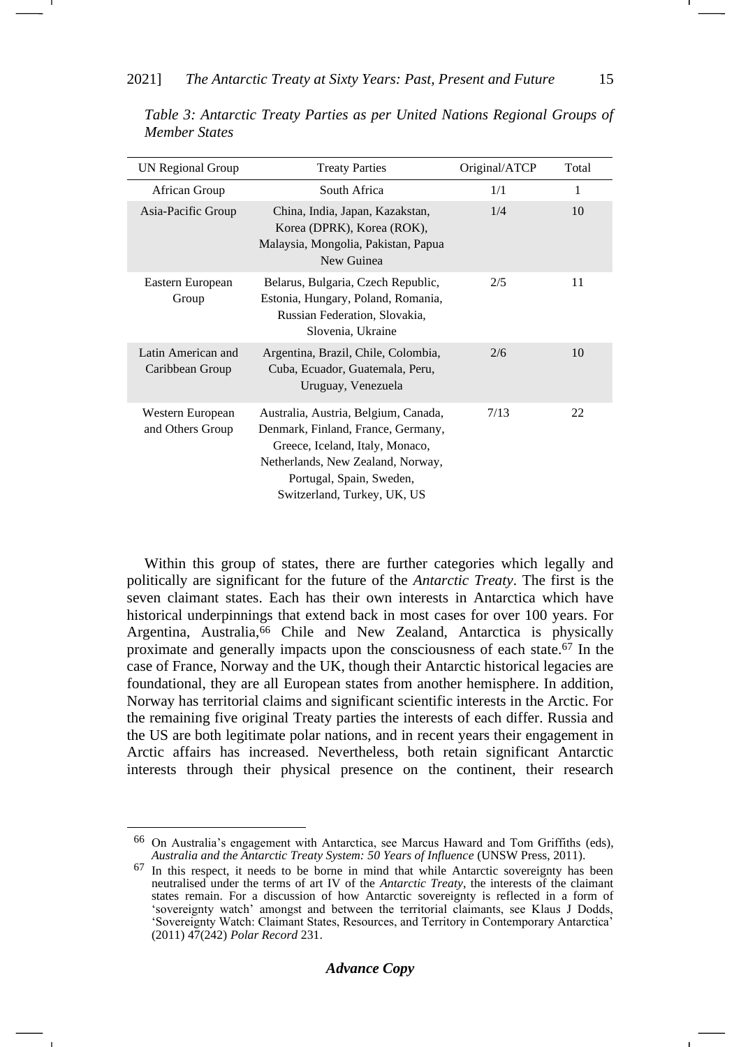*Table 3: Antarctic Treaty Parties as per United Nations Regional Groups of Member States*

| UN Regional Group | Treaty Parties | Original/ATCP | Total |
|---|---|---|---|
| African Group | South Africa | 1/1 | 1 |
| Asia-Pacific Group | China, India, Japan, Kazakstan, Korea (DPRK), Korea (ROK), Malaysia, Mongolia, Pakistan, Papua New Guinea | 1/4 | 10 |
| Eastern European Group | Belarus, Bulgaria, Czech Republic, Estonia, Hungary, Poland, Romania, Russian Federation, Slovakia, Slovenia, Ukraine | 2/5 | 11 |
| Latin American and Caribbean Group | Argentina, Brazil, Chile, Colombia, Cuba, Ecuador, Guatemala, Peru, Uruguay, Venezuela | 2/6 | 10 |
| Western European and Others Group | Australia, Austria, Belgium, Canada, Denmark, Finland, France, Germany, Greece, Iceland, Italy, Monaco, Netherlands, New Zealand, Norway, Portugal, Spain, Sweden, Switzerland, Turkey, UK, US | 7/13 | 22 |

Within this group of states, there are further categories which legally and politically are significant for the future of the *Antarctic Treaty*. The first is the seven claimant states. Each has their own interests in Antarctica which have historical underpinnings that extend back in most cases for over 100 years. For Argentina, Australia,[66] Chile and New Zealand, Antarctica is physically proximate and generally impacts upon the consciousness of each state.[67] In the case of France, Norway and the UK, though their Antarctic historical legacies are foundational, they are all European states from another hemisphere. In addition, Norway has territorial claims and significant scientific interests in the Arctic. For the remaining five original Treaty parties the interests of each differ. Russia and the US are both legitimate polar nations, and in recent years their engagement in Arctic affairs has increased. Nevertheless, both retain significant Antarctic interests through their physical presence on the continent, their research

---

[66] On Australia's engagement with Antarctica, see Marcus Haward and Tom Griffiths (eds), *Australia and the Antarctic Treaty System: 50 Years of Influence* (UNSW Press, 2011).

[67] In this respect, it needs to be borne in mind that while Antarctic sovereignty has been neutralised under the terms of art IV of the *Antarctic Treaty*, the interests of the claimant states remain. For a discussion of how Antarctic sovereignty is reflected in a form of 'sovereignty watch' amongst and between the territorial claimants, see Klaus J Dodds, 'Sovereignty Watch: Claimant States, Resources, and Territory in Contemporary Antarctica' (2011) 47(242) *Polar Record* 231.

***Advance Copy***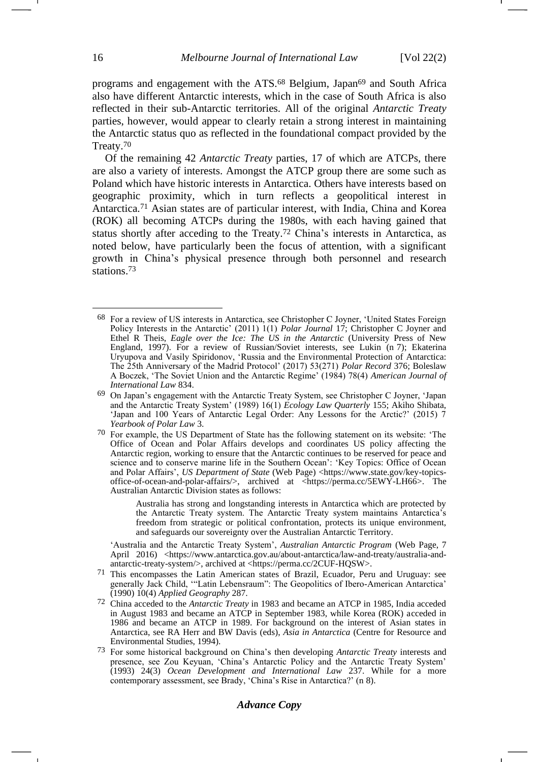programs and engagement with the ATS.[68] Belgium, Japan[69] and South Africa also have different Antarctic interests, which in the case of South Africa is also reflected in their sub-Antarctic territories. All of the original *Antarctic Treaty* parties, however, would appear to clearly retain a strong interest in maintaining the Antarctic status quo as reflected in the foundational compact provided by the Treaty.[70]

Of the remaining 42 *Antarctic Treaty* parties, 17 of which are ATCPs, there are also a variety of interests. Amongst the ATCP group there are some such as Poland which have historic interests in Antarctica. Others have interests based on geographic proximity, which in turn reflects a geopolitical interest in Antarctica.[71] Asian states are of particular interest, with India, China and Korea (ROK) all becoming ATCPs during the 1980s, with each having gained that status shortly after acceding to the Treaty.[72] China's interests in Antarctica, as noted below, have particularly been the focus of attention, with a significant growth in China's physical presence through both personnel and research stations.[73]

---

[68] For a review of US interests in Antarctica, see Christopher C Joyner, 'United States Foreign Policy Interests in the Antarctic' (2011) 1(1) *Polar Journal* 17; Christopher C Joyner and Ethel R Theis, *Eagle over the Ice: The US in the Antarctic* (University Press of New England, 1997). For a review of Russian/Soviet interests, see Lukin (n 7); Ekaterina Uryupova and Vasily Spiridonov, 'Russia and the Environmental Protection of Antarctica: The 25th Anniversary of the Madrid Protocol' (2017) 53(271) *Polar Record* 376; Boleslaw A Boczek, 'The Soviet Union and the Antarctic Regime' (1984) 78(4) *American Journal of International Law* 834.

[69] On Japan's engagement with the Antarctic Treaty System, see Christopher C Joyner, 'Japan and the Antarctic Treaty System' (1989) 16(1) *Ecology Law Quarterly* 155; Akiho Shibata, 'Japan and 100 Years of Antarctic Legal Order: Any Lessons for the Arctic?' (2015) 7 *Yearbook of Polar Law* 3.

[70] For example, the US Department of State has the following statement on its website: 'The Office of Ocean and Polar Affairs develops and coordinates US policy affecting the Antarctic region, working to ensure that the Antarctic continues to be reserved for peace and science and to conserve marine life in the Southern Ocean': 'Key Topics: Office of Ocean and Polar Affairs', *US Department of State* (Web Page) <https://www.state.gov/key-topics-office-of-ocean-and-polar-affairs/>, archived at <https://perma.cc/5EWY-LH66>. The Australian Antarctic Division states as follows:

> Australia has strong and longstanding interests in Antarctica which are protected by the Antarctic Treaty system. The Antarctic Treaty system maintains Antarctica's freedom from strategic or political confrontation, protects its unique environment, and safeguards our sovereignty over the Australian Antarctic Territory.

'Australia and the Antarctic Treaty System', *Australian Antarctic Program* (Web Page, 7 April 2016) <https://www.antarctica.gov.au/about-antarctica/law-and-treaty/australia-and-antarctic-treaty-system/>, archived at <https://perma.cc/2CUF-HQSW>.

[71] This encompasses the Latin American states of Brazil, Ecuador, Peru and Uruguay: see generally Jack Child, '"Latin Lebensraum": The Geopolitics of Ibero-American Antarctica' (1990) 10(4) *Applied Geography* 287.

[72] China acceded to the *Antarctic Treaty* in 1983 and became an ATCP in 1985, India acceded in August 1983 and became an ATCP in September 1983, while Korea (ROK) acceded in 1986 and became an ATCP in 1989. For background on the interest of Asian states in Antarctica, see RA Herr and BW Davis (eds), *Asia in Antarctica* (Centre for Resource and Environmental Studies, 1994).

[73] For some historical background on China's then developing *Antarctic Treaty* interests and presence, see Zou Keyuan, 'China's Antarctic Policy and the Antarctic Treaty System' (1993) 24(3) *Ocean Development and International Law* 237. While for a more contemporary assessment, see Brady, 'China's Rise in Antarctica?' (n 8).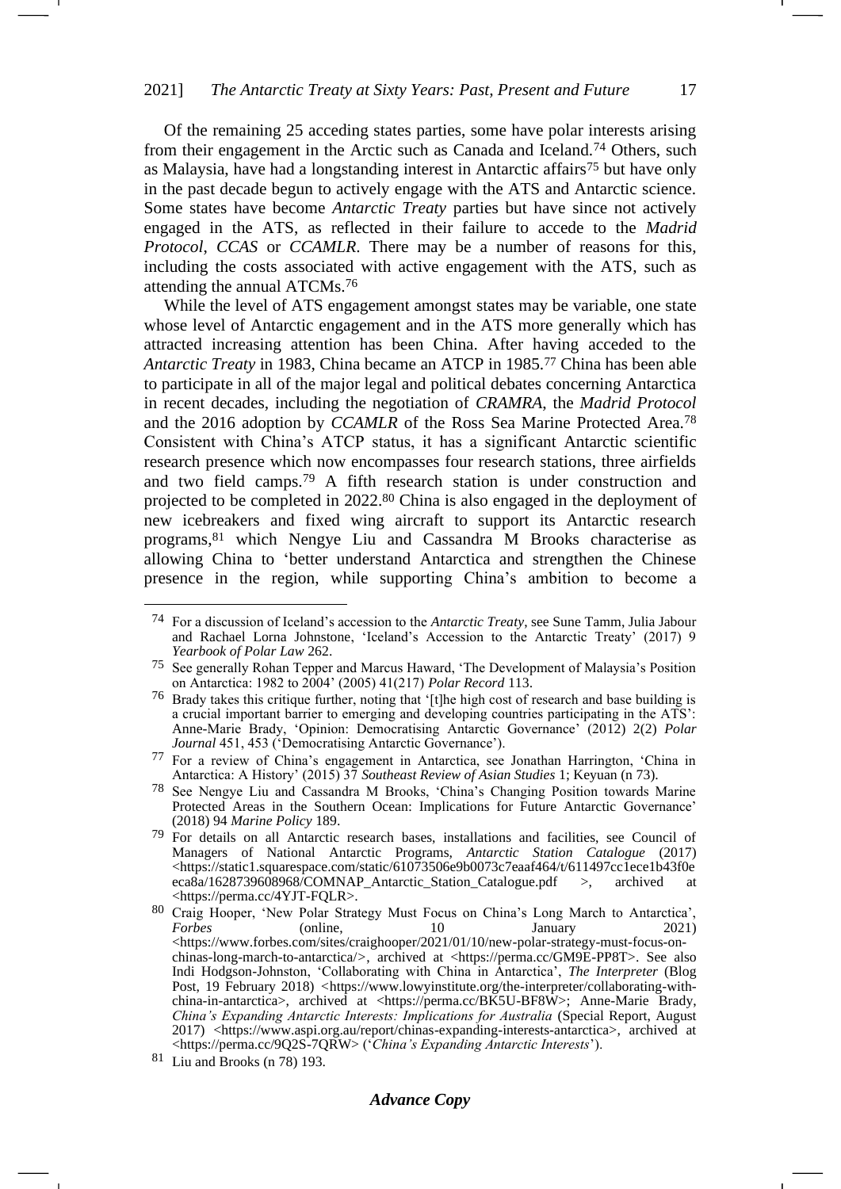Of the remaining 25 acceding states parties, some have polar interests arising from their engagement in the Arctic such as Canada and Iceland.[74] Others, such as Malaysia, have had a longstanding interest in Antarctic affairs[75] but have only in the past decade begun to actively engage with the ATS and Antarctic science. Some states have become *Antarctic Treaty* parties but have since not actively engaged in the ATS, as reflected in their failure to accede to the *Madrid Protocol*, *CCAS* or *CCAMLR*. There may be a number of reasons for this, including the costs associated with active engagement with the ATS, such as attending the annual ATCMs.[76]

While the level of ATS engagement amongst states may be variable, one state whose level of Antarctic engagement and in the ATS more generally which has attracted increasing attention has been China. After having acceded to the *Antarctic Treaty* in 1983, China became an ATCP in 1985.[77] China has been able to participate in all of the major legal and political debates concerning Antarctica in recent decades, including the negotiation of *CRAMRA*, the *Madrid Protocol* and the 2016 adoption by *CCAMLR* of the Ross Sea Marine Protected Area.[78] Consistent with China's ATCP status, it has a significant Antarctic scientific research presence which now encompasses four research stations, three airfields and two field camps.[79] A fifth research station is under construction and projected to be completed in 2022.[80] China is also engaged in the deployment of new icebreakers and fixed wing aircraft to support its Antarctic research programs,[81] which Nengye Liu and Cassandra M Brooks characterise as allowing China to 'better understand Antarctica and strengthen the Chinese presence in the region, while supporting China's ambition to become a

---

74 For a discussion of Iceland's accession to the *Antarctic Treaty*, see Sune Tamm, Julia Jabour and Rachael Lorna Johnstone, 'Iceland's Accession to the Antarctic Treaty' (2017) 9 *Yearbook of Polar Law* 262.

75 See generally Rohan Tepper and Marcus Haward, 'The Development of Malaysia's Position on Antarctica: 1982 to 2004' (2005) 41(217) *Polar Record* 113.

76 Brady takes this critique further, noting that '[t]he high cost of research and base building is a crucial important barrier to emerging and developing countries participating in the ATS': Anne-Marie Brady, 'Opinion: Democratising Antarctic Governance' (2012) 2(2) *Polar Journal* 451, 453 ('Democratising Antarctic Governance').

77 For a review of China's engagement in Antarctica, see Jonathan Harrington, 'China in Antarctica: A History' (2015) 37 *Southeast Review of Asian Studies* 1; Keyuan (n 73).

78 See Nengye Liu and Cassandra M Brooks, 'China's Changing Position towards Marine Protected Areas in the Southern Ocean: Implications for Future Antarctic Governance' (2018) 94 *Marine Policy* 189.

79 For details on all Antarctic research bases, installations and facilities, see Council of Managers of National Antarctic Programs, *Antarctic Station Catalogue* (2017) <https://static1.squarespace.com/static/61073506e9b0073c7eaaf464/t/611497cc1ece1b43f0eeca8a/1628739608968/COMNAP_Antarctic_Station_Catalogue.pdf>, archived at <https://perma.cc/4YJT-FQLR>.

80 Craig Hooper, 'New Polar Strategy Must Focus on China's Long March to Antarctica', *Forbes* (online, 10 January 2021) <https://www.forbes.com/sites/craighooper/2021/01/10/new-polar-strategy-must-focus-on-chinas-long-march-to-antarctica/>, archived at <https://perma.cc/GM9E-PP8T>. See also Indi Hodgson-Johnston, 'Collaborating with China in Antarctica', *The Interpreter* (Blog Post, 19 February 2018) <https://www.lowyinstitute.org/the-interpreter/collaborating-with-china-in-antarctica>, archived at <https://perma.cc/BK5U-BF8W>; Anne-Marie Brady, *China's Expanding Antarctic Interests: Implications for Australia* (Special Report, August 2017) <https://www.aspi.org.au/report/chinas-expanding-interests-antarctica>, archived at <https://perma.cc/9Q2S-7QRW> ('*China's Expanding Antarctic Interests*').

81 Liu and Brooks (n 78) 193.

***Advance Copy***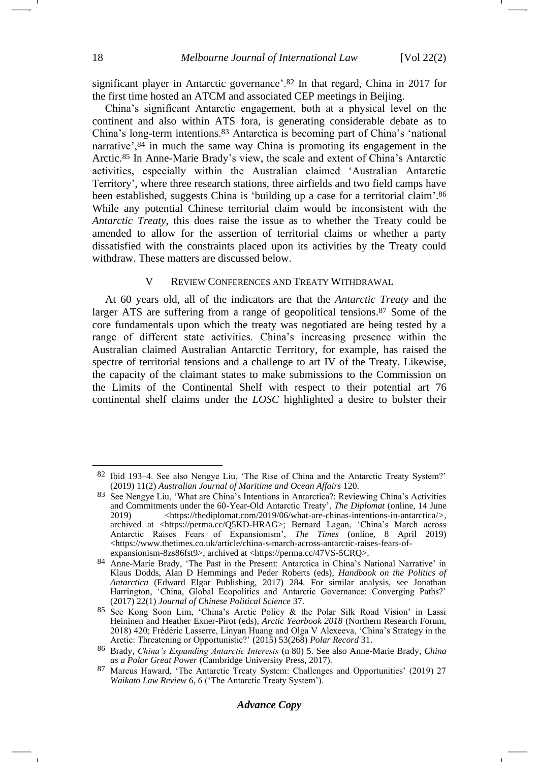significant player in Antarctic governance'.[82] In that regard, China in 2017 for the first time hosted an ATCM and associated CEP meetings in Beijing.

China's significant Antarctic engagement, both at a physical level on the continent and also within ATS fora, is generating considerable debate as to China's long-term intentions.[83] Antarctica is becoming part of China's 'national narrative',[84] in much the same way China is promoting its engagement in the Arctic.[85] In Anne-Marie Brady's view, the scale and extent of China's Antarctic activities, especially within the Australian claimed 'Australian Antarctic Territory', where three research stations, three airfields and two field camps have been established, suggests China is 'building up a case for a territorial claim'.[86] While any potential Chinese territorial claim would be inconsistent with the *Antarctic Treaty*, this does raise the issue as to whether the Treaty could be amended to allow for the assertion of territorial claims or whether a party dissatisfied with the constraints placed upon its activities by the Treaty could withdraw. These matters are discussed below.

## V Review Conferences and Treaty Withdrawal

At 60 years old, all of the indicators are that the *Antarctic Treaty* and the larger ATS are suffering from a range of geopolitical tensions.[87] Some of the core fundamentals upon which the treaty was negotiated are being tested by a range of different state activities. China's increasing presence within the Australian claimed Australian Antarctic Territory, for example, has raised the spectre of territorial tensions and a challenge to art IV of the Treaty. Likewise, the capacity of the claimant states to make submissions to the Commission on the Limits of the Continental Shelf with respect to their potential art 76 continental shelf claims under the *LOSC* highlighted a desire to bolster their

---

[82] Ibid 193–4. See also Nengye Liu, 'The Rise of China and the Antarctic Treaty System?' (2019) 11(2) *Australian Journal of Maritime and Ocean Affairs* 120.

[83] See Nengye Liu, 'What are China's Intentions in Antarctica?: Reviewing China's Activities and Commitments under the 60-Year-Old Antarctic Treaty', *The Diplomat* (online, 14 June 2019) <https://thediplomat.com/2019/06/what-are-chinas-intentions-in-antarctica/>, archived at <https://perma.cc/Q5KD-HRAG>; Bernard Lagan, 'China's March across Antarctic Raises Fears of Expansionism', *The Times* (online, 8 April 2019) <https://www.thetimes.co.uk/article/china-s-march-across-antarctic-raises-fears-of-expansionism-8zs86fst9>, archived at <https://perma.cc/47VS-5CRQ>.

[84] Anne-Marie Brady, 'The Past in the Present: Antarctica in China's National Narrative' in Klaus Dodds, Alan D Hemmings and Peder Roberts (eds), *Handbook on the Politics of Antarctica* (Edward Elgar Publishing, 2017) 284. For similar analysis, see Jonathan Harrington, 'China, Global Ecopolitics and Antarctic Governance: Converging Paths?' (2017) 22(1) *Journal of Chinese Political Science* 37.

[85] See Kong Soon Lim, 'China's Arctic Policy & the Polar Silk Road Vision' in Lassi Heininen and Heather Exner-Pirot (eds), *Arctic Yearbook 2018* (Northern Research Forum, 2018) 420; Frédéric Lasserre, Linyan Huang and Olga V Alexeeva, 'China's Strategy in the Arctic: Threatening or Opportunistic?' (2015) 53(268) *Polar Record* 31.

[86] Brady, *China's Expanding Antarctic Interests* (n 80) 5. See also Anne-Marie Brady, *China as a Polar Great Power* (Cambridge University Press, 2017).

[87] Marcus Haward, 'The Antarctic Treaty System: Challenges and Opportunities' (2019) 27 *Waikato Law Review* 6, 6 ('The Antarctic Treaty System').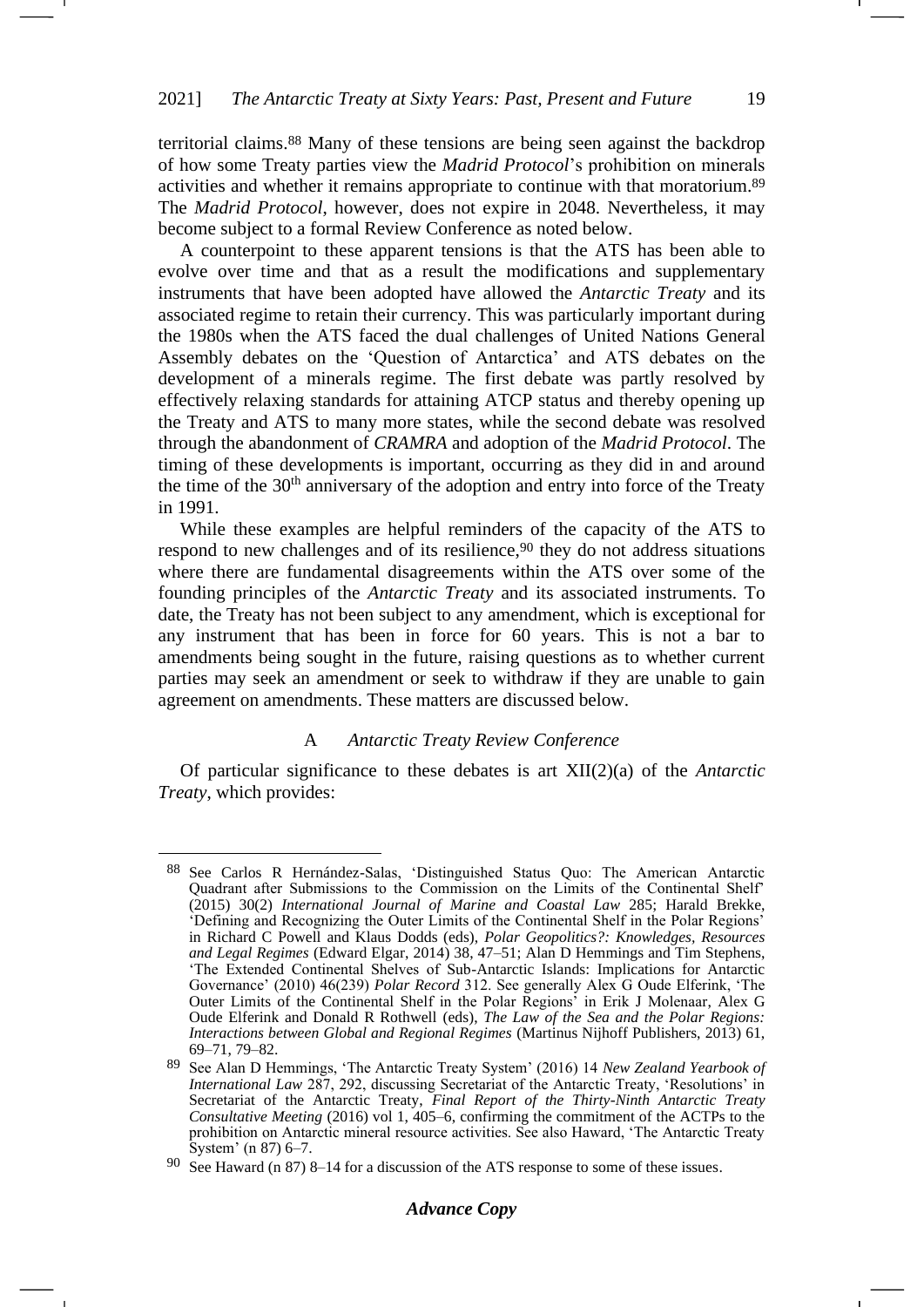territorial claims.[88] Many of these tensions are being seen against the backdrop of how some Treaty parties view the *Madrid Protocol*'s prohibition on minerals activities and whether it remains appropriate to continue with that moratorium.[89] The *Madrid Protocol*, however, does not expire in 2048. Nevertheless, it may become subject to a formal Review Conference as noted below.

A counterpoint to these apparent tensions is that the ATS has been able to evolve over time and that as a result the modifications and supplementary instruments that have been adopted have allowed the *Antarctic Treaty* and its associated regime to retain their currency. This was particularly important during the 1980s when the ATS faced the dual challenges of United Nations General Assembly debates on the 'Question of Antarctica' and ATS debates on the development of a minerals regime. The first debate was partly resolved by effectively relaxing standards for attaining ATCP status and thereby opening up the Treaty and ATS to many more states, while the second debate was resolved through the abandonment of *CRAMRA* and adoption of the *Madrid Protocol*. The timing of these developments is important, occurring as they did in and around the time of the 30th anniversary of the adoption and entry into force of the Treaty in 1991.

While these examples are helpful reminders of the capacity of the ATS to respond to new challenges and of its resilience,[90] they do not address situations where there are fundamental disagreements within the ATS over some of the founding principles of the *Antarctic Treaty* and its associated instruments. To date, the Treaty has not been subject to any amendment, which is exceptional for any instrument that has been in force for 60 years. This is not a bar to amendments being sought in the future, raising questions as to whether current parties may seek an amendment or seek to withdraw if they are unable to gain agreement on amendments. These matters are discussed below.

### A *Antarctic Treaty Review Conference*

Of particular significance to these debates is art XII(2)(a) of the *Antarctic Treaty*, which provides:

---

[88] See Carlos R Hernández-Salas, 'Distinguished Status Quo: The American Antarctic Quadrant after Submissions to the Commission on the Limits of the Continental Shelf' (2015) 30(2) *International Journal of Marine and Coastal Law* 285; Harald Brekke, 'Defining and Recognizing the Outer Limits of the Continental Shelf in the Polar Regions' in Richard C Powell and Klaus Dodds (eds), *Polar Geopolitics?: Knowledges, Resources and Legal Regimes* (Edward Elgar, 2014) 38, 47–51; Alan D Hemmings and Tim Stephens, 'The Extended Continental Shelves of Sub-Antarctic Islands: Implications for Antarctic Governance' (2010) 46(239) *Polar Record* 312. See generally Alex G Oude Elferink, 'The Outer Limits of the Continental Shelf in the Polar Regions' in Erik J Molenaar, Alex G Oude Elferink and Donald R Rothwell (eds), *The Law of the Sea and the Polar Regions: Interactions between Global and Regional Regimes* (Martinus Nijhoff Publishers, 2013) 61, 69–71, 79–82.

[89] See Alan D Hemmings, 'The Antarctic Treaty System' (2016) 14 *New Zealand Yearbook of International Law* 287, 292, discussing Secretariat of the Antarctic Treaty, 'Resolutions' in Secretariat of the Antarctic Treaty, *Final Report of the Thirty-Ninth Antarctic Treaty Consultative Meeting* (2016) vol 1, 405–6, confirming the commitment of the ACTPs to the prohibition on Antarctic mineral resource activities. See also Haward, 'The Antarctic Treaty System' (n 87) 6–7.

[90] See Haward (n 87) 8–14 for a discussion of the ATS response to some of these issues.

***Advance Copy***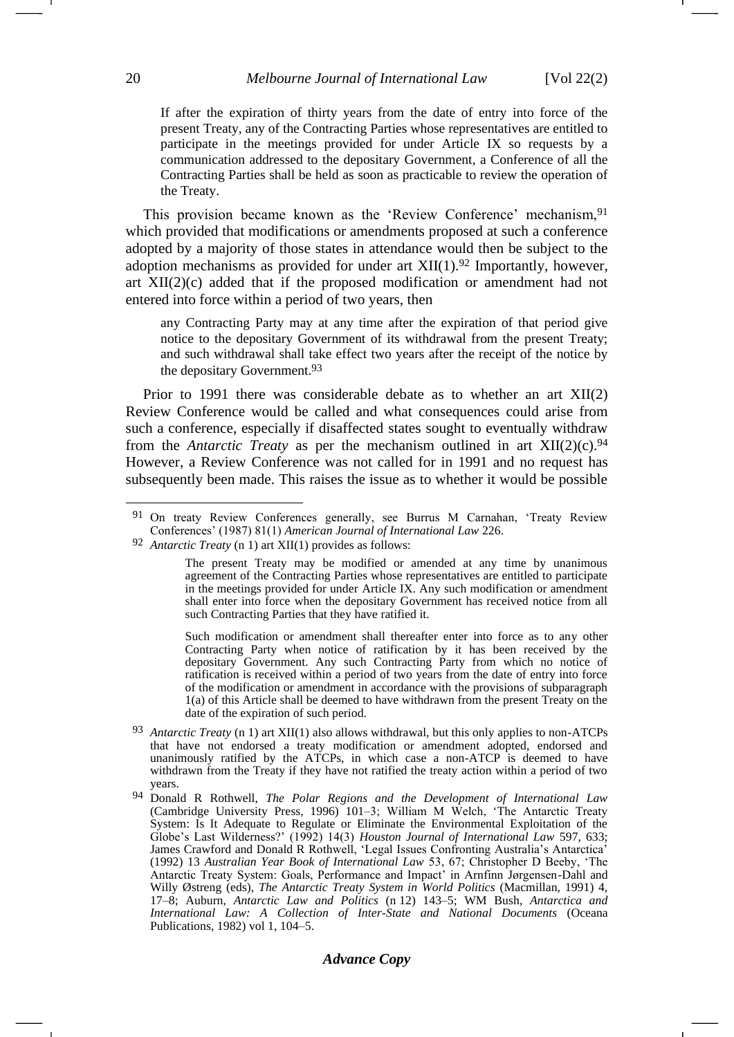> If after the expiration of thirty years from the date of entry into force of the present Treaty, any of the Contracting Parties whose representatives are entitled to participate in the meetings provided for under Article IX so requests by a communication addressed to the depositary Government, a Conference of all the Contracting Parties shall be held as soon as practicable to review the operation of the Treaty.

This provision became known as the 'Review Conference' mechanism,[91] which provided that modifications or amendments proposed at such a conference adopted by a majority of those states in attendance would then be subject to the adoption mechanisms as provided for under art XII(1).[92] Importantly, however, art XII(2)(c) added that if the proposed modification or amendment had not entered into force within a period of two years, then

> any Contracting Party may at any time after the expiration of that period give notice to the depositary Government of its withdrawal from the present Treaty; and such withdrawal shall take effect two years after the receipt of the notice by the depositary Government.[93]

Prior to 1991 there was considerable debate as to whether an art XII(2) Review Conference would be called and what consequences could arise from such a conference, especially if disaffected states sought to eventually withdraw from the *Antarctic Treaty* as per the mechanism outlined in art XII(2)(c).[94] However, a Review Conference was not called for in 1991 and no request has subsequently been made. This raises the issue as to whether it would be possible

---

[91] On treaty Review Conferences generally, see Burrus M Carnahan, 'Treaty Review Conferences' (1987) 81(1) *American Journal of International Law* 226.

[92] *Antarctic Treaty* (n 1) art XII(1) provides as follows:

> The present Treaty may be modified or amended at any time by unanimous agreement of the Contracting Parties whose representatives are entitled to participate in the meetings provided for under Article IX. Any such modification or amendment shall enter into force when the depositary Government has received notice from all such Contracting Parties that they have ratified it.
>
> Such modification or amendment shall thereafter enter into force as to any other Contracting Party when notice of ratification by it has been received by the depositary Government. Any such Contracting Party from which no notice of ratification is received within a period of two years from the date of entry into force of the modification or amendment in accordance with the provisions of subparagraph 1(a) of this Article shall be deemed to have withdrawn from the present Treaty on the date of the expiration of such period.

[93] *Antarctic Treaty* (n 1) art XII(1) also allows withdrawal, but this only applies to non-ATCPs that have not endorsed a treaty modification or amendment adopted, endorsed and unanimously ratified by the ATCPs, in which case a non-ATCP is deemed to have withdrawn from the Treaty if they have not ratified the treaty action within a period of two years.

[94] Donald R Rothwell, *The Polar Regions and the Development of International Law* (Cambridge University Press, 1996) 101–3; William M Welch, 'The Antarctic Treaty System: Is It Adequate to Regulate or Eliminate the Environmental Exploitation of the Globe's Last Wilderness?' (1992) 14(3) *Houston Journal of International Law* 597, 633; James Crawford and Donald R Rothwell, 'Legal Issues Confronting Australia's Antarctica' (1992) 13 *Australian Year Book of International Law* 53, 67; Christopher D Beeby, 'The Antarctic Treaty System: Goals, Performance and Impact' in Arnfinn Jørgensen-Dahl and Willy Østreng (eds), *The Antarctic Treaty System in World Politics* (Macmillan, 1991) 4, 17–8; Auburn, *Antarctic Law and Politics* (n 12) 143–5; WM Bush, *Antarctica and International Law: A Collection of Inter-State and National Documents* (Oceana Publications, 1982) vol 1, 104–5.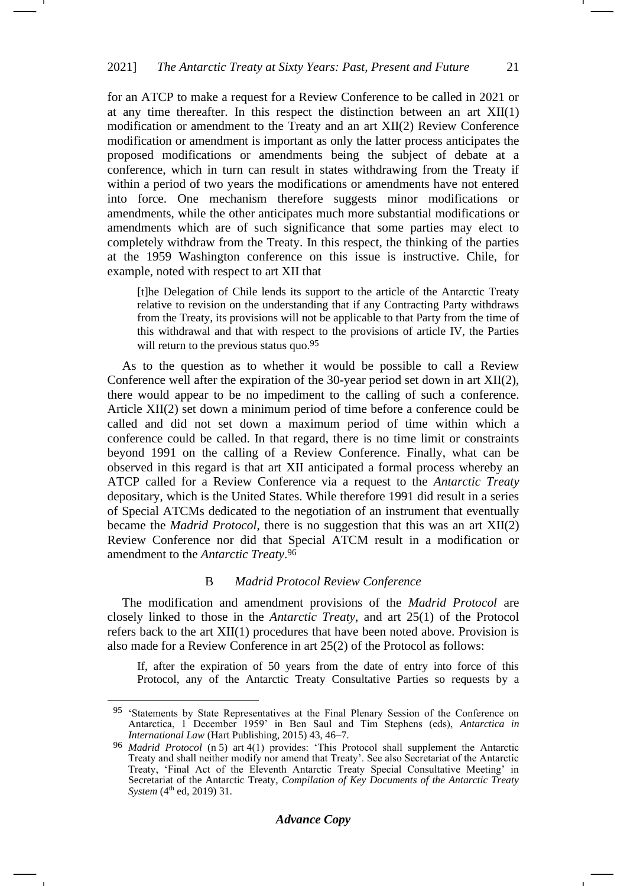for an ATCP to make a request for a Review Conference to be called in 2021 or at any time thereafter. In this respect the distinction between an art XII(1) modification or amendment to the Treaty and an art XII(2) Review Conference modification or amendment is important as only the latter process anticipates the proposed modifications or amendments being the subject of debate at a conference, which in turn can result in states withdrawing from the Treaty if within a period of two years the modifications or amendments have not entered into force. One mechanism therefore suggests minor modifications or amendments, while the other anticipates much more substantial modifications or amendments which are of such significance that some parties may elect to completely withdraw from the Treaty. In this respect, the thinking of the parties at the 1959 Washington conference on this issue is instructive. Chile, for example, noted with respect to art XII that

> [t]he Delegation of Chile lends its support to the article of the Antarctic Treaty relative to revision on the understanding that if any Contracting Party withdraws from the Treaty, its provisions will not be applicable to that Party from the time of this withdrawal and that with respect to the provisions of article IV, the Parties will return to the previous status quo.[95]

As to the question as to whether it would be possible to call a Review Conference well after the expiration of the 30-year period set down in art XII(2), there would appear to be no impediment to the calling of such a conference. Article XII(2) set down a minimum period of time before a conference could be called and did not set down a maximum period of time within which a conference could be called. In that regard, there is no time limit or constraints beyond 1991 on the calling of a Review Conference. Finally, what can be observed in this regard is that art XII anticipated a formal process whereby an ATCP called for a Review Conference via a request to the *Antarctic Treaty* depositary, which is the United States. While therefore 1991 did result in a series of Special ATCMs dedicated to the negotiation of an instrument that eventually became the *Madrid Protocol*, there is no suggestion that this was an art XII(2) Review Conference nor did that Special ATCM result in a modification or amendment to the *Antarctic Treaty*.[96]

### B *Madrid Protocol Review Conference*

The modification and amendment provisions of the *Madrid Protocol* are closely linked to those in the *Antarctic Treaty*, and art 25(1) of the Protocol refers back to the art XII(1) procedures that have been noted above. Provision is also made for a Review Conference in art 25(2) of the Protocol as follows:

> If, after the expiration of 50 years from the date of entry into force of this Protocol, any of the Antarctic Treaty Consultative Parties so requests by a

---

[95] 'Statements by State Representatives at the Final Plenary Session of the Conference on Antarctica, 1 December 1959' in Ben Saul and Tim Stephens (eds), *Antarctica in International Law* (Hart Publishing, 2015) 43, 46–7.

[96] *Madrid Protocol* (n 5) art 4(1) provides: 'This Protocol shall supplement the Antarctic Treaty and shall neither modify nor amend that Treaty'. See also Secretariat of the Antarctic Treaty, 'Final Act of the Eleventh Antarctic Treaty Special Consultative Meeting' in Secretariat of the Antarctic Treaty, *Compilation of Key Documents of the Antarctic Treaty System* (4th ed, 2019) 31.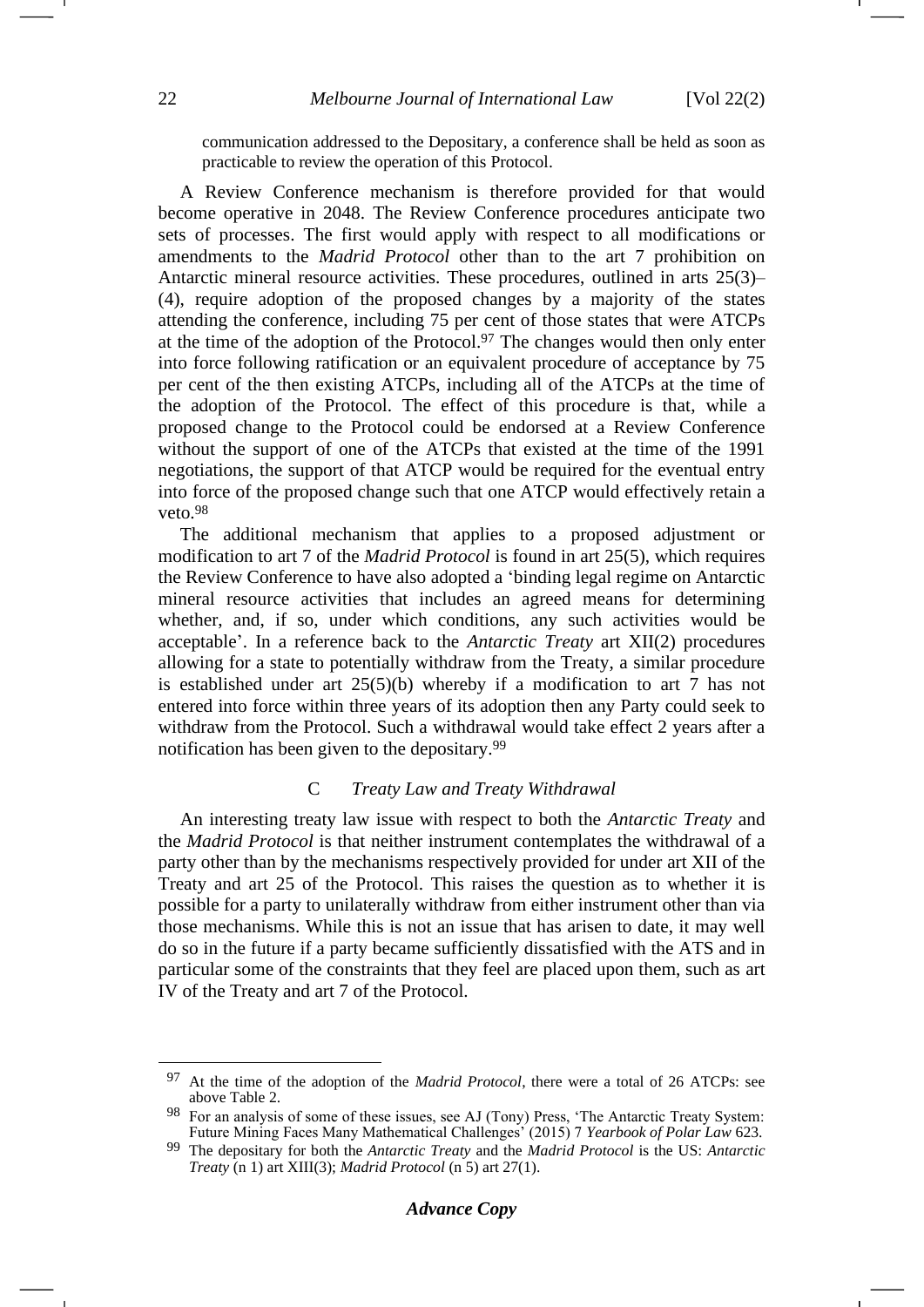communication addressed to the Depositary, a conference shall be held as soon as practicable to review the operation of this Protocol.

A Review Conference mechanism is therefore provided for that would become operative in 2048. The Review Conference procedures anticipate two sets of processes. The first would apply with respect to all modifications or amendments to the *Madrid Protocol* other than to the art 7 prohibition on Antarctic mineral resource activities. These procedures, outlined in arts 25(3)–(4), require adoption of the proposed changes by a majority of the states attending the conference, including 75 per cent of those states that were ATCPs at the time of the adoption of the Protocol.[97] The changes would then only enter into force following ratification or an equivalent procedure of acceptance by 75 per cent of the then existing ATCPs, including all of the ATCPs at the time of the adoption of the Protocol. The effect of this procedure is that, while a proposed change to the Protocol could be endorsed at a Review Conference without the support of one of the ATCPs that existed at the time of the 1991 negotiations, the support of that ATCP would be required for the eventual entry into force of the proposed change such that one ATCP would effectively retain a veto.[98]

The additional mechanism that applies to a proposed adjustment or modification to art 7 of the *Madrid Protocol* is found in art 25(5), which requires the Review Conference to have also adopted a 'binding legal regime on Antarctic mineral resource activities that includes an agreed means for determining whether, and, if so, under which conditions, any such activities would be acceptable'. In a reference back to the *Antarctic Treaty* art XII(2) procedures allowing for a state to potentially withdraw from the Treaty, a similar procedure is established under art 25(5)(b) whereby if a modification to art 7 has not entered into force within three years of its adoption then any Party could seek to withdraw from the Protocol. Such a withdrawal would take effect 2 years after a notification has been given to the depositary.[99]

### C Treaty Law and Treaty Withdrawal

An interesting treaty law issue with respect to both the *Antarctic Treaty* and the *Madrid Protocol* is that neither instrument contemplates the withdrawal of a party other than by the mechanisms respectively provided for under art XII of the Treaty and art 25 of the Protocol. This raises the question as to whether it is possible for a party to unilaterally withdraw from either instrument other than via those mechanisms. While this is not an issue that has arisen to date, it may well do so in the future if a party became sufficiently dissatisfied with the ATS and in particular some of the constraints that they feel are placed upon them, such as art IV of the Treaty and art 7 of the Protocol.

---

[97] At the time of the adoption of the *Madrid Protocol*, there were a total of 26 ATCPs: see above Table 2.

[98] For an analysis of some of these issues, see AJ (Tony) Press, 'The Antarctic Treaty System: Future Mining Faces Many Mathematical Challenges' (2015) 7 *Yearbook of Polar Law* 623.

[99] The depositary for both the *Antarctic Treaty* and the *Madrid Protocol* is the US: *Antarctic Treaty* (n 1) art XIII(3); *Madrid Protocol* (n 5) art 27(1).

***Advance Copy***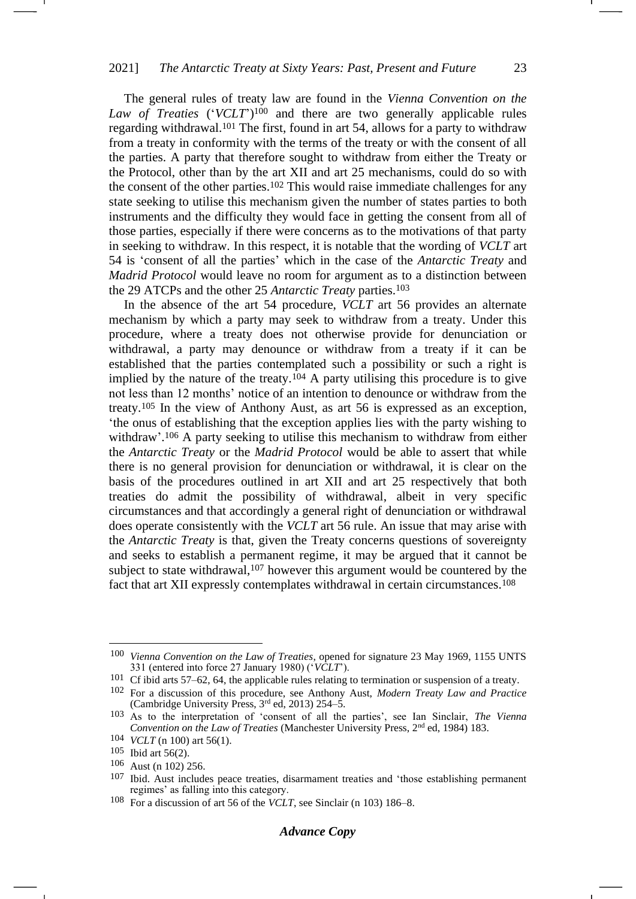The general rules of treaty law are found in the *Vienna Convention on the Law of Treaties* ('*VCLT*')[100] and there are two generally applicable rules regarding withdrawal.[101] The first, found in art 54, allows for a party to withdraw from a treaty in conformity with the terms of the treaty or with the consent of all the parties. A party that therefore sought to withdraw from either the Treaty or the Protocol, other than by the art XII and art 25 mechanisms, could do so with the consent of the other parties.[102] This would raise immediate challenges for any state seeking to utilise this mechanism given the number of states parties to both instruments and the difficulty they would face in getting the consent from all of those parties, especially if there were concerns as to the motivations of that party in seeking to withdraw. In this respect, it is notable that the wording of *VCLT* art 54 is 'consent of all the parties' which in the case of the *Antarctic Treaty* and *Madrid Protocol* would leave no room for argument as to a distinction between the 29 ATCPs and the other 25 *Antarctic Treaty* parties.[103]

In the absence of the art 54 procedure, *VCLT* art 56 provides an alternate mechanism by which a party may seek to withdraw from a treaty. Under this procedure, where a treaty does not otherwise provide for denunciation or withdrawal, a party may denounce or withdraw from a treaty if it can be established that the parties contemplated such a possibility or such a right is implied by the nature of the treaty.[104] A party utilising this procedure is to give not less than 12 months' notice of an intention to denounce or withdraw from the treaty.[105] In the view of Anthony Aust, as art 56 is expressed as an exception, 'the onus of establishing that the exception applies lies with the party wishing to withdraw'.[106] A party seeking to utilise this mechanism to withdraw from either the *Antarctic Treaty* or the *Madrid Protocol* would be able to assert that while there is no general provision for denunciation or withdrawal, it is clear on the basis of the procedures outlined in art XII and art 25 respectively that both treaties do admit the possibility of withdrawal, albeit in very specific circumstances and that accordingly a general right of denunciation or withdrawal does operate consistently with the *VCLT* art 56 rule. An issue that may arise with the *Antarctic Treaty* is that, given the Treaty concerns questions of sovereignty and seeks to establish a permanent regime, it may be argued that it cannot be subject to state withdrawal,[107] however this argument would be countered by the fact that art XII expressly contemplates withdrawal in certain circumstances.[108]

---

[100] *Vienna Convention on the Law of Treaties*, opened for signature 23 May 1969, 1155 UNTS 331 (entered into force 27 January 1980) ('*VCLT*').

[101] Cf ibid arts 57–62, 64, the applicable rules relating to termination or suspension of a treaty.

[102] For a discussion of this procedure, see Anthony Aust, *Modern Treaty Law and Practice* (Cambridge University Press, 3rd ed, 2013) 254–5.

[103] As to the interpretation of 'consent of all the parties', see Ian Sinclair, *The Vienna Convention on the Law of Treaties* (Manchester University Press, 2nd ed, 1984) 183.

[104] *VCLT* (n 100) art 56(1).

[105] Ibid art 56(2).

[106] Aust (n 102) 256.

[107] Ibid. Aust includes peace treaties, disarmament treaties and 'those establishing permanent regimes' as falling into this category.

[108] For a discussion of art 56 of the *VCLT*, see Sinclair (n 103) 186–8.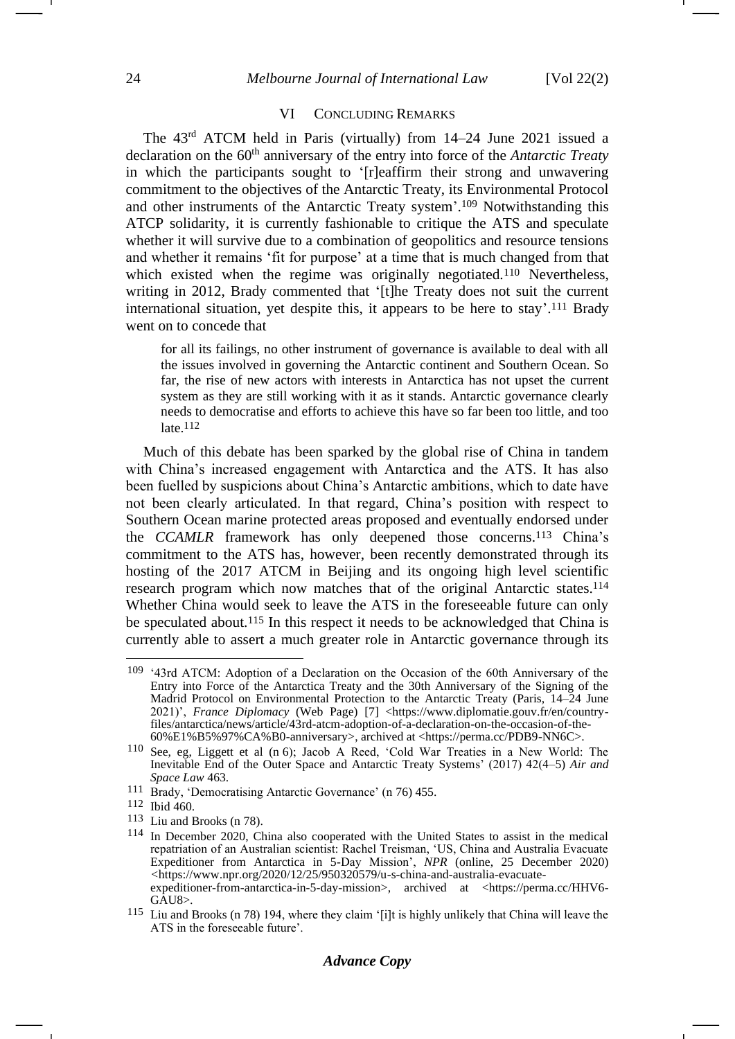## VI CONCLUDING REMARKS

The 43rd ATCM held in Paris (virtually) from 14–24 June 2021 issued a declaration on the 60th anniversary of the entry into force of the *Antarctic Treaty* in which the participants sought to '[r]eaffirm their strong and unwavering commitment to the objectives of the Antarctic Treaty, its Environmental Protocol and other instruments of the Antarctic Treaty system'.[109] Notwithstanding this ATCP solidarity, it is currently fashionable to critique the ATS and speculate whether it will survive due to a combination of geopolitics and resource tensions and whether it remains 'fit for purpose' at a time that is much changed from that which existed when the regime was originally negotiated.[110] Nevertheless, writing in 2012, Brady commented that '[t]he Treaty does not suit the current international situation, yet despite this, it appears to be here to stay'.[111] Brady went on to concede that

> for all its failings, no other instrument of governance is available to deal with all the issues involved in governing the Antarctic continent and Southern Ocean. So far, the rise of new actors with interests in Antarctica has not upset the current system as they are still working with it as it stands. Antarctic governance clearly needs to democratise and efforts to achieve this have so far been too little, and too late.[112]

Much of this debate has been sparked by the global rise of China in tandem with China's increased engagement with Antarctica and the ATS. It has also been fuelled by suspicions about China's Antarctic ambitions, which to date have not been clearly articulated. In that regard, China's position with respect to Southern Ocean marine protected areas proposed and eventually endorsed under the *CCAMLR* framework has only deepened those concerns.[113] China's commitment to the ATS has, however, been recently demonstrated through its hosting of the 2017 ATCM in Beijing and its ongoing high level scientific research program which now matches that of the original Antarctic states.[114] Whether China would seek to leave the ATS in the foreseeable future can only be speculated about.[115] In this respect it needs to be acknowledged that China is currently able to assert a much greater role in Antarctic governance through its

---

[109] '43rd ATCM: Adoption of a Declaration on the Occasion of the 60th Anniversary of the Entry into Force of the Antarctica Treaty and the 30th Anniversary of the Signing of the Madrid Protocol on Environmental Protection to the Antarctic Treaty (Paris, 14–24 June 2021)', *France Diplomacy* (Web Page) [7] <https://www.diplomatie.gouv.fr/en/country-files/antarctica/news/article/43rd-atcm-adoption-of-a-declaration-on-the-occasion-of-the-60%E1%B5%97%CA%B0-anniversary>, archived at <https://perma.cc/PDB9-NN6C>.

[110] See, eg, Liggett et al (n 6); Jacob A Reed, 'Cold War Treaties in a New World: The Inevitable End of the Outer Space and Antarctic Treaty Systems' (2017) 42(4–5) *Air and Space Law* 463.

[111] Brady, 'Democratising Antarctic Governance' (n 76) 455.

[112] Ibid 460.

[113] Liu and Brooks (n 78).

[114] In December 2020, China also cooperated with the United States to assist in the medical repatriation of an Australian scientist: Rachel Treisman, 'US, China and Australia Evacuate Expeditioner from Antarctica in 5-Day Mission', *NPR* (online, 25 December 2020) <https://www.npr.org/2020/12/25/950320579/u-s-china-and-australia-evacuate-expeditioner-from-antarctica-in-5-day-mission>, archived at <https://perma.cc/HHV6-GAU8>.

[115] Liu and Brooks (n 78) 194, where they claim '[i]t is highly unlikely that China will leave the ATS in the foreseeable future'.

***Advance Copy***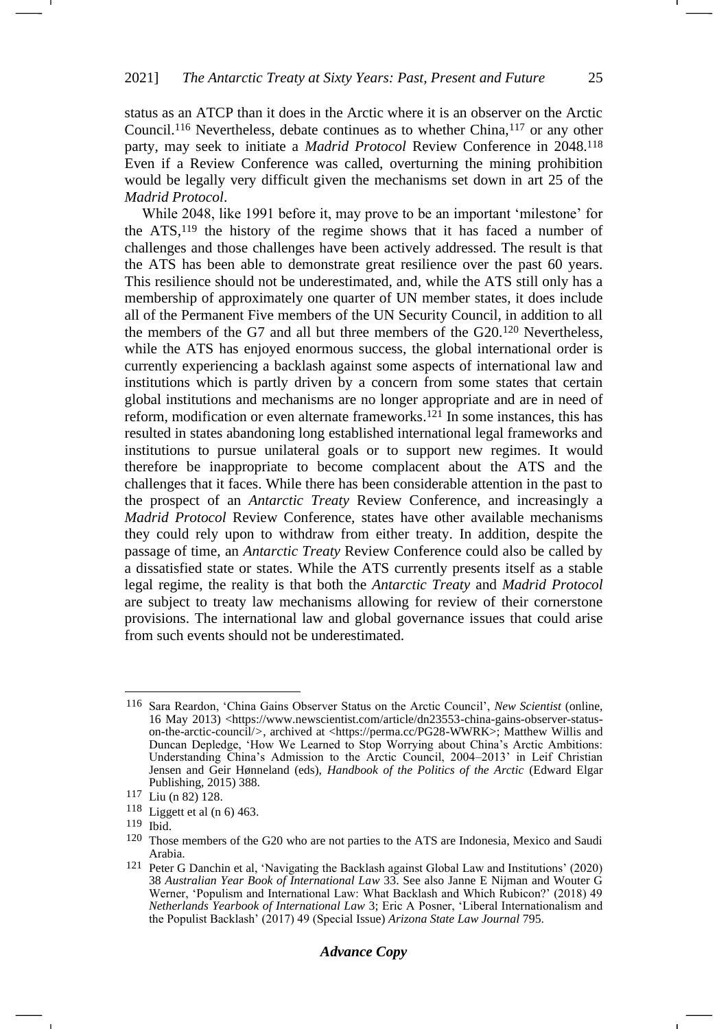status as an ATCP than it does in the Arctic where it is an observer on the Arctic Council.[116] Nevertheless, debate continues as to whether China,[117] or any other party, may seek to initiate a *Madrid Protocol* Review Conference in 2048.[118] Even if a Review Conference was called, overturning the mining prohibition would be legally very difficult given the mechanisms set down in art 25 of the *Madrid Protocol*.

While 2048, like 1991 before it, may prove to be an important 'milestone' for the ATS,[119] the history of the regime shows that it has faced a number of challenges and those challenges have been actively addressed. The result is that the ATS has been able to demonstrate great resilience over the past 60 years. This resilience should not be underestimated, and, while the ATS still only has a membership of approximately one quarter of UN member states, it does include all of the Permanent Five members of the UN Security Council, in addition to all the members of the G7 and all but three members of the G20.[120] Nevertheless, while the ATS has enjoyed enormous success, the global international order is currently experiencing a backlash against some aspects of international law and institutions which is partly driven by a concern from some states that certain global institutions and mechanisms are no longer appropriate and are in need of reform, modification or even alternate frameworks.[121] In some instances, this has resulted in states abandoning long established international legal frameworks and institutions to pursue unilateral goals or to support new regimes. It would therefore be inappropriate to become complacent about the ATS and the challenges that it faces. While there has been considerable attention in the past to the prospect of an *Antarctic Treaty* Review Conference, and increasingly a *Madrid Protocol* Review Conference, states have other available mechanisms they could rely upon to withdraw from either treaty. In addition, despite the passage of time, an *Antarctic Treaty* Review Conference could also be called by a dissatisfied state or states. While the ATS currently presents itself as a stable legal regime, the reality is that both the *Antarctic Treaty* and *Madrid Protocol* are subject to treaty law mechanisms allowing for review of their cornerstone provisions. The international law and global governance issues that could arise from such events should not be underestimated.

---

116 Sara Reardon, 'China Gains Observer Status on the Arctic Council', *New Scientist* (online, 16 May 2013) <https://www.newscientist.com/article/dn23553-china-gains-observer-status-on-the-arctic-council/>, archived at <https://perma.cc/PG28-WWRK>; Matthew Willis and Duncan Depledge, 'How We Learned to Stop Worrying about China's Arctic Ambitions: Understanding China's Admission to the Arctic Council, 2004–2013' in Leif Christian Jensen and Geir Hønneland (eds), *Handbook of the Politics of the Arctic* (Edward Elgar Publishing, 2015) 388.

117 Liu (n 82) 128.

118 Liggett et al (n 6) 463.

119 Ibid.

120 Those members of the G20 who are not parties to the ATS are Indonesia, Mexico and Saudi Arabia.

121 Peter G Danchin et al, 'Navigating the Backlash against Global Law and Institutions' (2020) 38 *Australian Year Book of International Law* 33. See also Janne E Nijman and Wouter G Werner, 'Populism and International Law: What Backlash and Which Rubicon?' (2018) 49 *Netherlands Yearbook of International Law* 3; Eric A Posner, 'Liberal Internationalism and the Populist Backlash' (2017) 49 (Special Issue) *Arizona State Law Journal* 795.